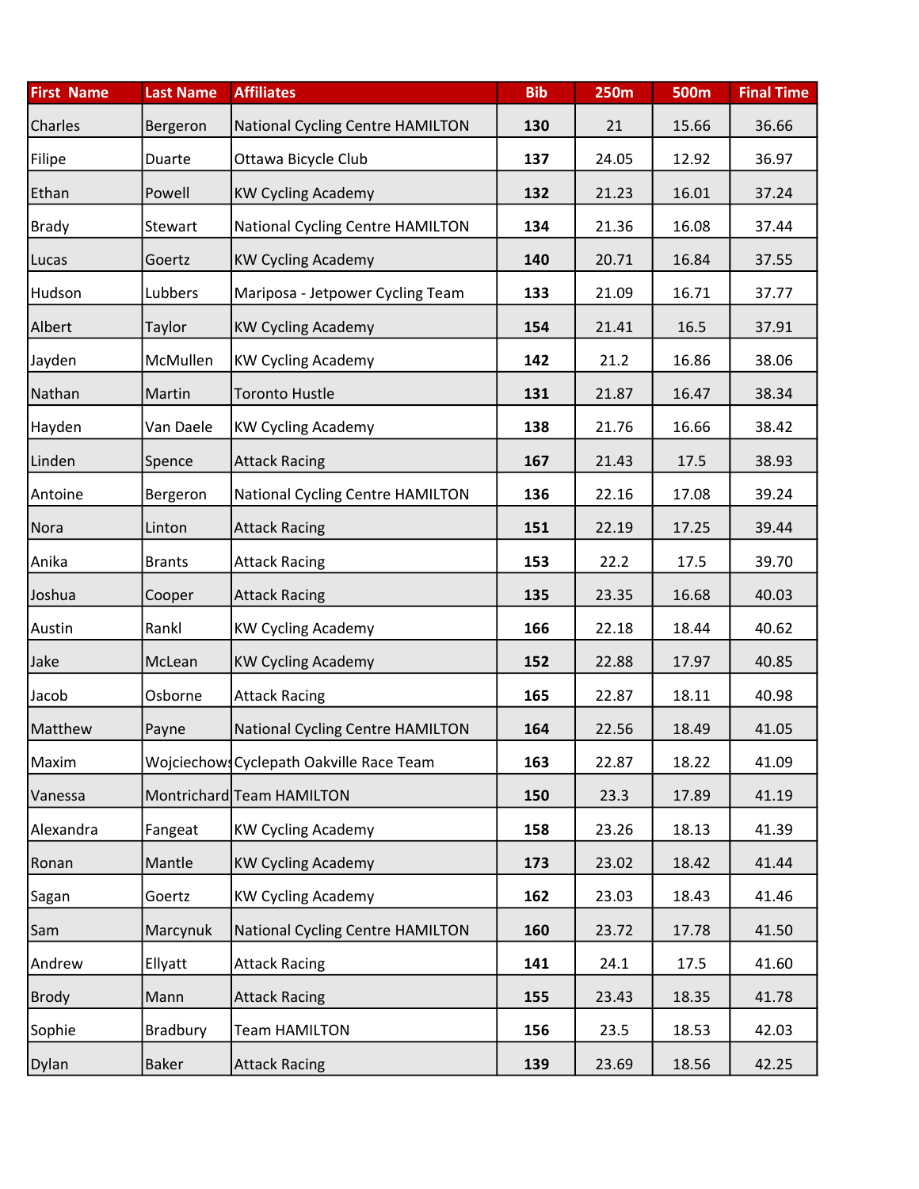| First Name | Last Name | Affiliates | Bib | 250m | 500m | Final Time |
|---|---|---|---|---|---|---|
| Charles | Bergeron | National Cycling Centre HAMILTON | **130** | 21 | 15.66 | 36.66 |
| Filipe | Duarte | Ottawa Bicycle Club | **137** | 24.05 | 12.92 | 36.97 |
| Ethan | Powell | KW Cycling Academy | **132** | 21.23 | 16.01 | 37.24 |
| Brady | Stewart | National Cycling Centre HAMILTON | **134** | 21.36 | 16.08 | 37.44 |
| Lucas | Goertz | KW Cycling Academy | **140** | 20.71 | 16.84 | 37.55 |
| Hudson | Lubbers | Mariposa - Jetpower Cycling Team | **133** | 21.09 | 16.71 | 37.77 |
| Albert | Taylor | KW Cycling Academy | **154** | 21.41 | 16.5 | 37.91 |
| Jayden | McMullen | KW Cycling Academy | **142** | 21.2 | 16.86 | 38.06 |
| Nathan | Martin | Toronto Hustle | **131** | 21.87 | 16.47 | 38.34 |
| Hayden | Van Daele | KW Cycling Academy | **138** | 21.76 | 16.66 | 38.42 |
| Linden | Spence | Attack Racing | **167** | 21.43 | 17.5 | 38.93 |
| Antoine | Bergeron | National Cycling Centre HAMILTON | **136** | 22.16 | 17.08 | 39.24 |
| Nora | Linton | Attack Racing | **151** | 22.19 | 17.25 | 39.44 |
| Anika | Brants | Attack Racing | **153** | 22.2 | 17.5 | 39.70 |
| Joshua | Cooper | Attack Racing | **135** | 23.35 | 16.68 | 40.03 |
| Austin | Rankl | KW Cycling Academy | **166** | 22.18 | 18.44 | 40.62 |
| Jake | McLean | KW Cycling Academy | **152** | 22.88 | 17.97 | 40.85 |
| Jacob | Osborne | Attack Racing | **165** | 22.87 | 18.11 | 40.98 |
| Matthew | Payne | National Cycling Centre HAMILTON | **164** | 22.56 | 18.49 | 41.05 |
| Maxim | Wojciechows | Cyclepath Oakville Race Team | **163** | 22.87 | 18.22 | 41.09 |
| Vanessa | Montrichard | Team HAMILTON | **150** | 23.3 | 17.89 | 41.19 |
| Alexandra | Fangeat | KW Cycling Academy | **158** | 23.26 | 18.13 | 41.39 |
| Ronan | Mantle | KW Cycling Academy | **173** | 23.02 | 18.42 | 41.44 |
| Sagan | Goertz | KW Cycling Academy | **162** | 23.03 | 18.43 | 41.46 |
| Sam | Marcynuk | National Cycling Centre HAMILTON | **160** | 23.72 | 17.78 | 41.50 |
| Andrew | Ellyatt | Attack Racing | **141** | 24.1 | 17.5 | 41.60 |
| Brody | Mann | Attack Racing | **155** | 23.43 | 18.35 | 41.78 |
| Sophie | Bradbury | Team HAMILTON | **156** | 23.5 | 18.53 | 42.03 |
| Dylan | Baker | Attack Racing | **139** | 23.69 | 18.56 | 42.25 |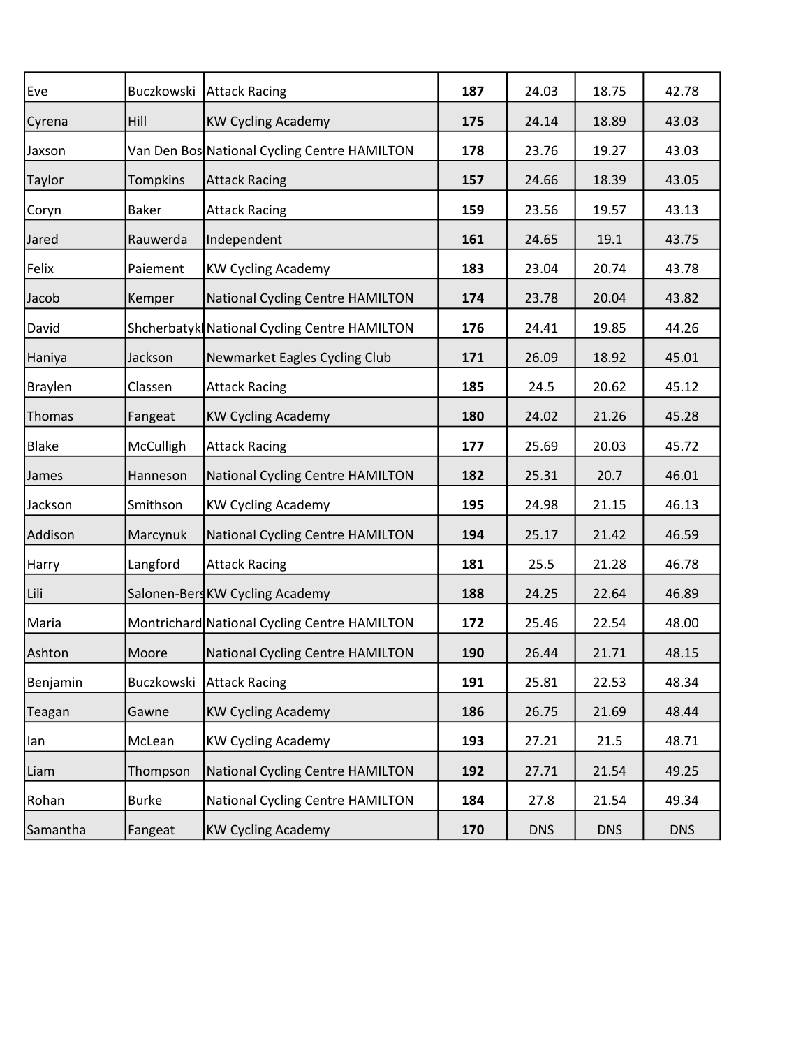| | | | | | | |
|---|---|---|---|---|---|---|
| Eve | Buczkowski | Attack Racing | **187** | 24.03 | 18.75 | 42.78 |
| Cyrena | Hill | KW Cycling Academy | **175** | 24.14 | 18.89 | 43.03 |
| Jaxson | Van Den Bos | National Cycling Centre HAMILTON | **178** | 23.76 | 19.27 | 43.03 |
| Taylor | Tompkins | Attack Racing | **157** | 24.66 | 18.39 | 43.05 |
| Coryn | Baker | Attack Racing | **159** | 23.56 | 19.57 | 43.13 |
| Jared | Rauwerda | Independent | **161** | 24.65 | 19.1 | 43.75 |
| Felix | Paiement | KW Cycling Academy | **183** | 23.04 | 20.74 | 43.78 |
| Jacob | Kemper | National Cycling Centre HAMILTON | **174** | 23.78 | 20.04 | 43.82 |
| David | Shcherbatyk | National Cycling Centre HAMILTON | **176** | 24.41 | 19.85 | 44.26 |
| Haniya | Jackson | Newmarket Eagles Cycling Club | **171** | 26.09 | 18.92 | 45.01 |
| Braylen | Classen | Attack Racing | **185** | 24.5 | 20.62 | 45.12 |
| Thomas | Fangeat | KW Cycling Academy | **180** | 24.02 | 21.26 | 45.28 |
| Blake | McCulligh | Attack Racing | **177** | 25.69 | 20.03 | 45.72 |
| James | Hanneson | National Cycling Centre HAMILTON | **182** | 25.31 | 20.7 | 46.01 |
| Jackson | Smithson | KW Cycling Academy | **195** | 24.98 | 21.15 | 46.13 |
| Addison | Marcynuk | National Cycling Centre HAMILTON | **194** | 25.17 | 21.42 | 46.59 |
| Harry | Langford | Attack Racing | **181** | 25.5 | 21.28 | 46.78 |
| Lili | Salonen-Bers | KW Cycling Academy | **188** | 24.25 | 22.64 | 46.89 |
| Maria | Montrichard | National Cycling Centre HAMILTON | **172** | 25.46 | 22.54 | 48.00 |
| Ashton | Moore | National Cycling Centre HAMILTON | **190** | 26.44 | 21.71 | 48.15 |
| Benjamin | Buczkowski | Attack Racing | **191** | 25.81 | 22.53 | 48.34 |
| Teagan | Gawne | KW Cycling Academy | **186** | 26.75 | 21.69 | 48.44 |
| Ian | McLean | KW Cycling Academy | **193** | 27.21 | 21.5 | 48.71 |
| Liam | Thompson | National Cycling Centre HAMILTON | **192** | 27.71 | 21.54 | 49.25 |
| Rohan | Burke | National Cycling Centre HAMILTON | **184** | 27.8 | 21.54 | 49.34 |
| Samantha | Fangeat | KW Cycling Academy | **170** | DNS | DNS | DNS |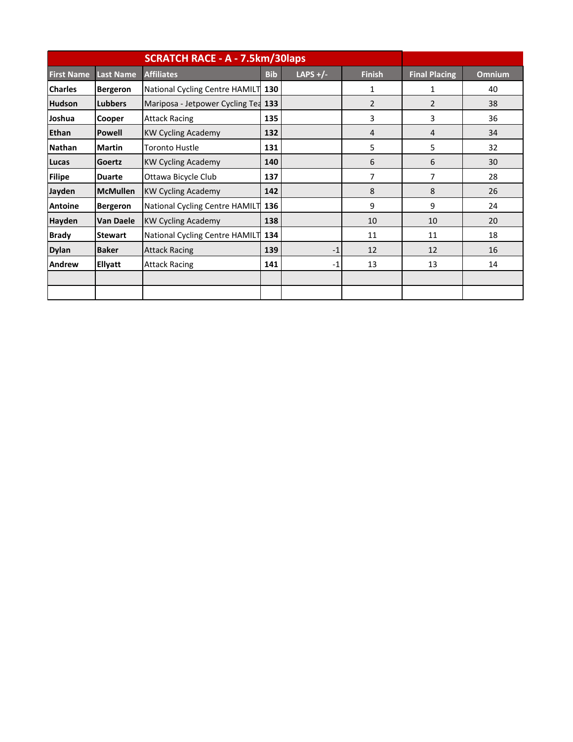| SCRATCH RACE - A - 7.5km/30laps | | | | | | | |
|---|---|---|---|---|---|---|---|
| **First Name** | **Last Name** | **Affiliates** | **Bib** | **LAPS +/-** | **Finish** | **Final Placing** | **Omnium** |
| **Charles** | **Bergeron** | National Cycling Centre HAMILT | **130** | | 1 | 1 | 40 |
| **Hudson** | **Lubbers** | Mariposa - Jetpower Cycling Tea | **133** | | 2 | 2 | 38 |
| **Joshua** | **Cooper** | Attack Racing | **135** | | 3 | 3 | 36 |
| **Ethan** | **Powell** | KW Cycling Academy | **132** | | 4 | 4 | 34 |
| **Nathan** | **Martin** | Toronto Hustle | **131** | | 5 | 5 | 32 |
| **Lucas** | **Goertz** | KW Cycling Academy | **140** | | 6 | 6 | 30 |
| **Filipe** | **Duarte** | Ottawa Bicycle Club | **137** | | 7 | 7 | 28 |
| **Jayden** | **McMullen** | KW Cycling Academy | **142** | | 8 | 8 | 26 |
| **Antoine** | **Bergeron** | National Cycling Centre HAMILT | **136** | | 9 | 9 | 24 |
| **Hayden** | **Van Daele** | KW Cycling Academy | **138** | | 10 | 10 | 20 |
| **Brady** | **Stewart** | National Cycling Centre HAMILT | **134** | | 11 | 11 | 18 |
| **Dylan** | **Baker** | Attack Racing | **139** | -1 | 12 | 12 | 16 |
| **Andrew** | **Ellyatt** | Attack Racing | **141** | -1 | 13 | 13 | 14 |
| | | | | | | | |
| | | | | | | | |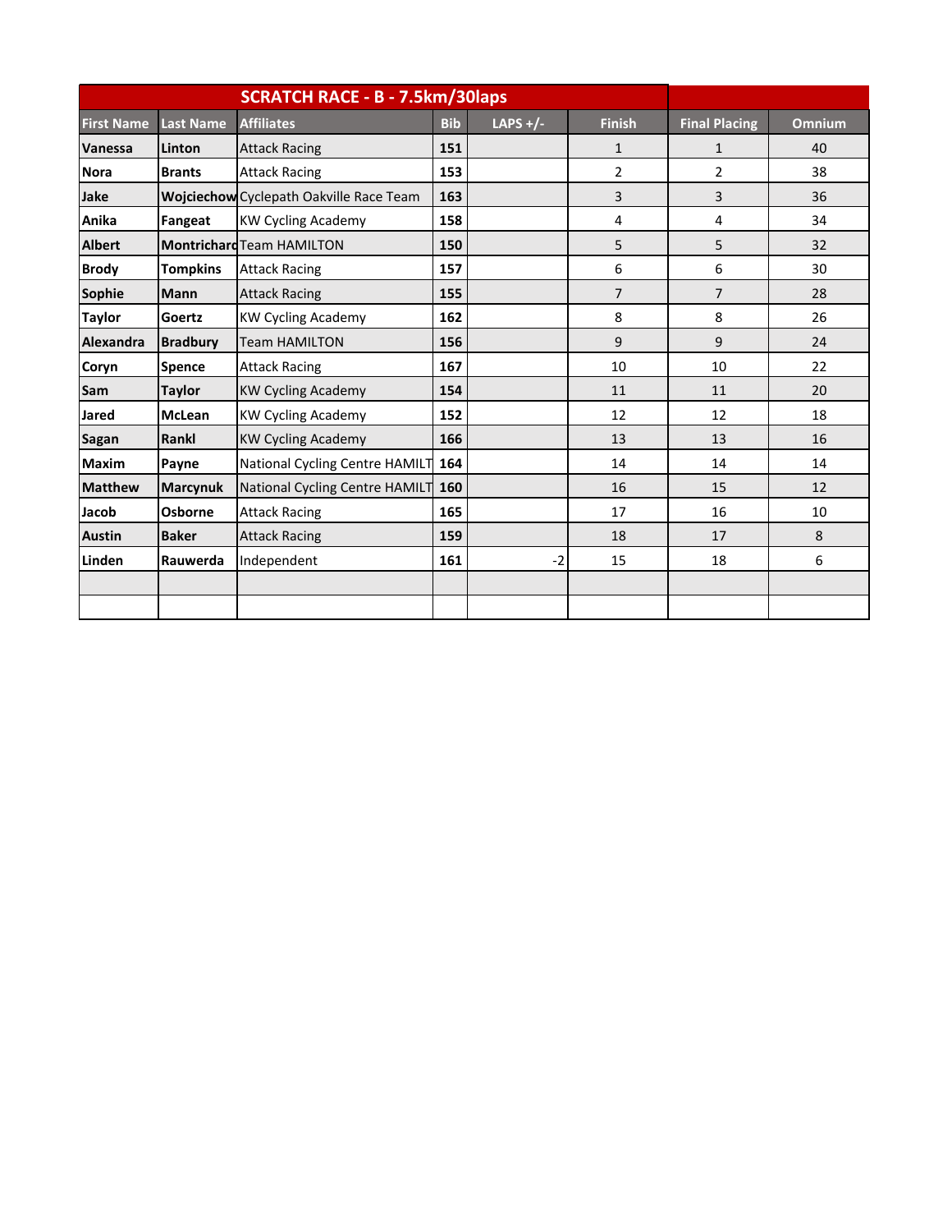## SCRATCH RACE - B - 7.5km/30laps

| First Name | Last Name | Affiliates | Bib | LAPS +/- | Finish | Final Placing | Omnium |
|---|---|---|---|---|---|---|---|
| Vanessa | Linton | Attack Racing | 151 | | 1 | 1 | 40 |
| Nora | Brants | Attack Racing | 153 | | 2 | 2 | 38 |
| Jake | Wojciechow | Cyclepath Oakville Race Team | 163 | | 3 | 3 | 36 |
| Anika | Fangeat | KW Cycling Academy | 158 | | 4 | 4 | 34 |
| Albert | Montrichard | Team HAMILTON | 150 | | 5 | 5 | 32 |
| Brody | Tompkins | Attack Racing | 157 | | 6 | 6 | 30 |
| Sophie | Mann | Attack Racing | 155 | | 7 | 7 | 28 |
| Taylor | Goertz | KW Cycling Academy | 162 | | 8 | 8 | 26 |
| Alexandra | Bradbury | Team HAMILTON | 156 | | 9 | 9 | 24 |
| Coryn | Spence | Attack Racing | 167 | | 10 | 10 | 22 |
| Sam | Taylor | KW Cycling Academy | 154 | | 11 | 11 | 20 |
| Jared | McLean | KW Cycling Academy | 152 | | 12 | 12 | 18 |
| Sagan | Rankl | KW Cycling Academy | 166 | | 13 | 13 | 16 |
| Maxim | Payne | National Cycling Centre HAMILT | 164 | | 14 | 14 | 14 |
| Matthew | Marcynuk | National Cycling Centre HAMILT | 160 | | 16 | 15 | 12 |
| Jacob | Osborne | Attack Racing | 165 | | 17 | 16 | 10 |
| Austin | Baker | Attack Racing | 159 | | 18 | 17 | 8 |
| Linden | Rauwerda | Independent | 161 | -2 | 15 | 18 | 6 |
| | | | | | | | |
| | | | | | | | |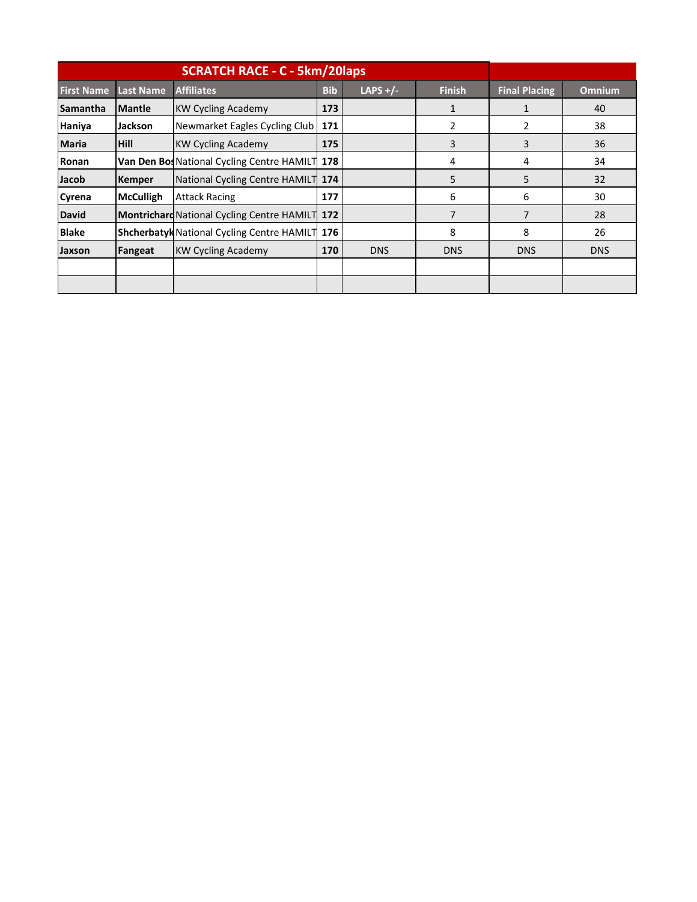| SCRATCH RACE - C - 5km/20laps | | | | | | | |
|---|---|---|---|---|---|---|---|
| **First Name** | **Last Name** | **Affiliates** | **Bib** | **LAPS +/-** | **Finish** | **Final Placing** | **Omnium** |
| **Samantha** | **Mantle** | KW Cycling Academy | **173** | | 1 | 1 | 40 |
| **Haniya** | **Jackson** | Newmarket Eagles Cycling Club | **171** | | 2 | 2 | 38 |
| **Maria** | **Hill** | KW Cycling Academy | **175** | | 3 | 3 | 36 |
| **Ronan** | **Van Den Bos** | National Cycling Centre HAMILT | **178** | | 4 | 4 | 34 |
| **Jacob** | **Kemper** | National Cycling Centre HAMILT | **174** | | 5 | 5 | 32 |
| **Cyrena** | **McCulligh** | Attack Racing | **177** | | 6 | 6 | 30 |
| **David** | **Montrichard** | National Cycling Centre HAMILT | **172** | | 7 | 7 | 28 |
| **Blake** | **Shcherbatyk** | National Cycling Centre HAMILT | **176** | | 8 | 8 | 26 |
| **Jaxson** | **Fangeat** | KW Cycling Academy | **170** | DNS | DNS | DNS | DNS |
| | | | | | | | |
| | | | | | | | |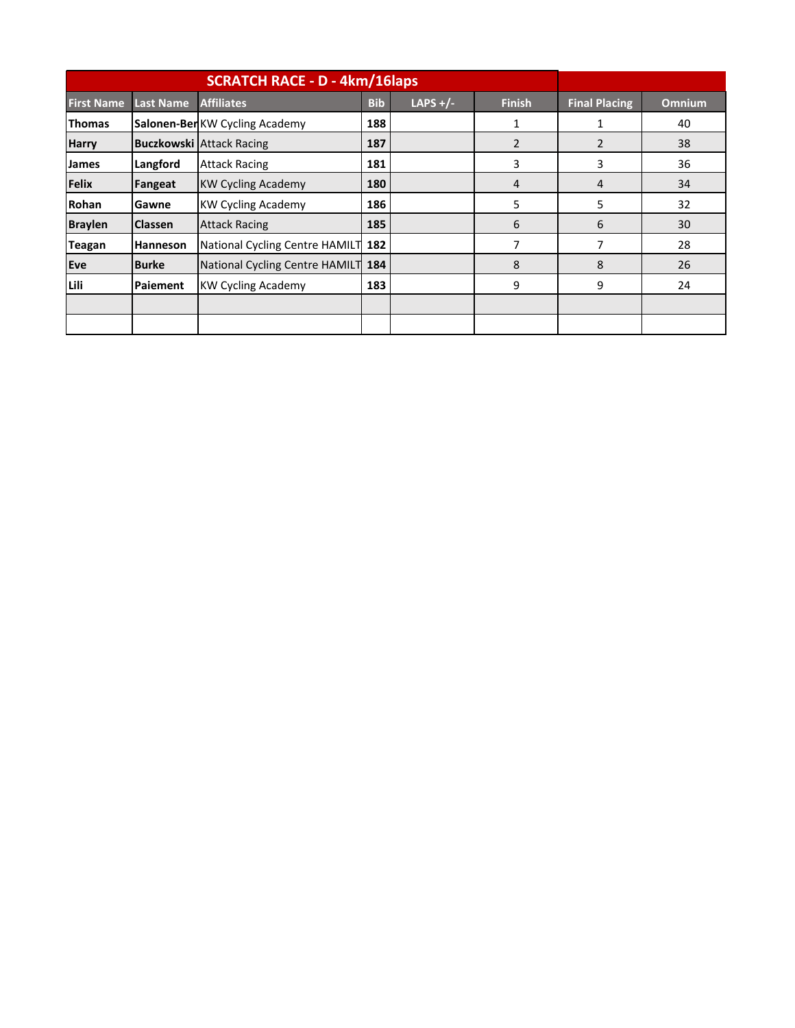| SCRATCH RACE - D - 4km/16laps | | | | | | | |
|---|---|---|---|---|---|---|---|
| **First Name** | **Last Name** | **Affiliates** | **Bib** | **LAPS +/-** | **Finish** | **Final Placing** | **Omnium** |
| **Thomas** | **Salonen-Ber** | KW Cycling Academy | **188** | | 1 | 1 | 40 |
| **Harry** | **Buczkowski** | Attack Racing | **187** | | 2 | 2 | 38 |
| **James** | **Langford** | Attack Racing | **181** | | 3 | 3 | 36 |
| **Felix** | **Fangeat** | KW Cycling Academy | **180** | | 4 | 4 | 34 |
| **Rohan** | **Gawne** | KW Cycling Academy | **186** | | 5 | 5 | 32 |
| **Braylen** | **Classen** | Attack Racing | **185** | | 6 | 6 | 30 |
| **Teagan** | **Hanneson** | National Cycling Centre HAMILT | **182** | | 7 | 7 | 28 |
| **Eve** | **Burke** | National Cycling Centre HAMILT | **184** | | 8 | 8 | 26 |
| **Lili** | **Paiement** | KW Cycling Academy | **183** | | 9 | 9 | 24 |
| | | | | | | | |
| | | | | | | | |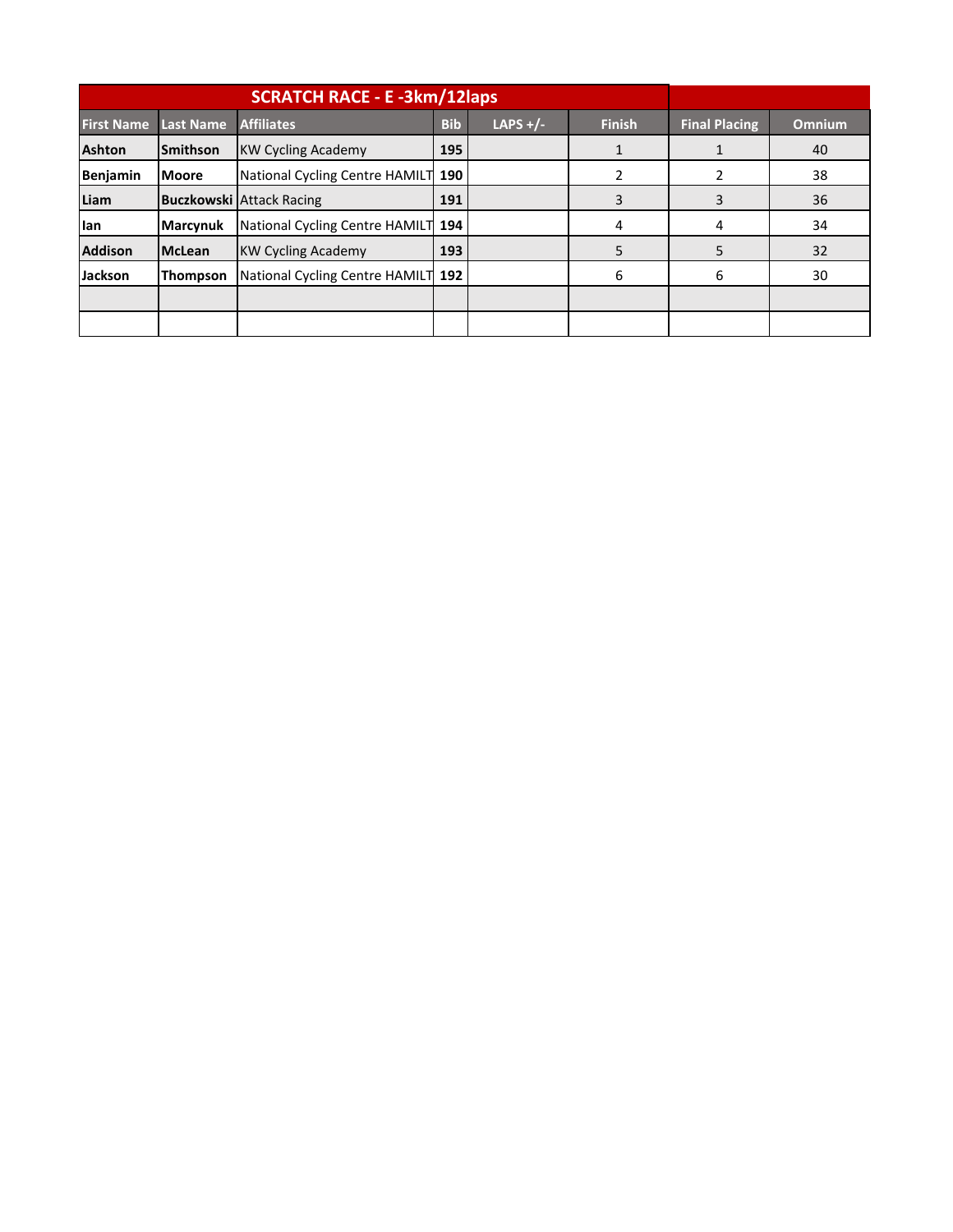## SCRATCH RACE - E -3km/12laps

| First Name | Last Name | Affiliates | Bib | LAPS +/- | Finish | Final Placing | Omnium |
|---|---|---|---|---|---|---|---|
| **Ashton** | **Smithson** | KW Cycling Academy | **195** | | 1 | 1 | 40 |
| **Benjamin** | **Moore** | National Cycling Centre HAMILT | **190** | | 2 | 2 | 38 |
| **Liam** | **Buczkowski** | Attack Racing | **191** | | 3 | 3 | 36 |
| **Ian** | **Marcynuk** | National Cycling Centre HAMILT | **194** | | 4 | 4 | 34 |
| **Addison** | **McLean** | KW Cycling Academy | **193** | | 5 | 5 | 32 |
| **Jackson** | **Thompson** | National Cycling Centre HAMILT | **192** | | 6 | 6 | 30 |
| | | | | | | | |
| | | | | | | | |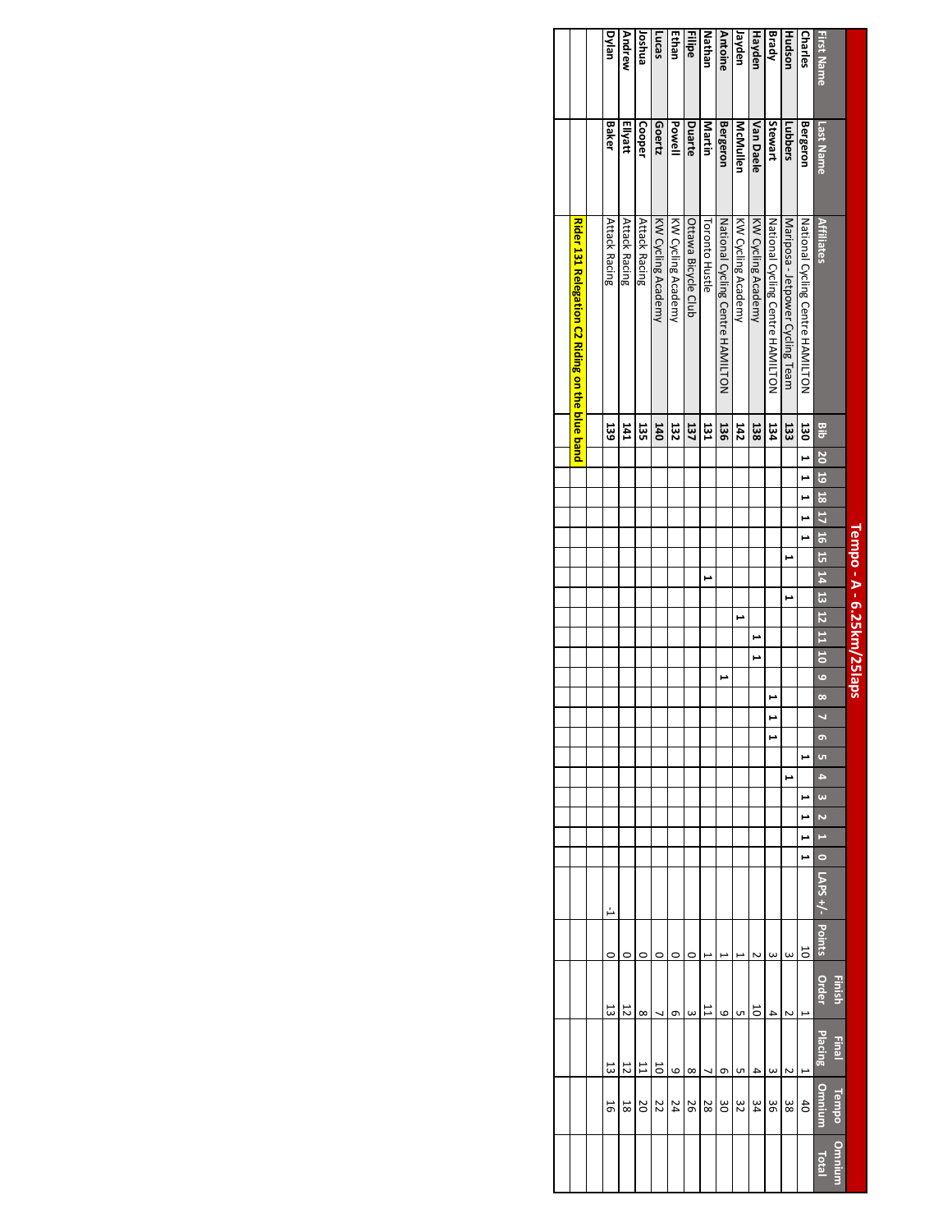# Tempo - A - 6.25km/25laps

| First Name | Last Name | Affiliates | Bib | 20 | 19 | 18 | 17 | 16 | 15 | 14 | 13 | 12 | 11 | 10 | 9 | 8 | 7 | 6 | 5 | 4 | 3 | 2 | 1 | 0 | LAPS +/- | Points | Finish Order | Final Placing | Tempo Omnium | Omnium Total |
|---|---|---|---|---|---|---|---|---|---|---|---|---|---|---|---|---|---|---|---|---|---|---|---|---|---|---|---|---|---|---|
| Charles | Bergeron | National Cycling Centre HAMILTON | 130 | 1 | 1 | 1 | 1 | 1 | | | | | | | | | | | 1 | | 1 | 1 | 1 | 1 | | 10 | 1 | 1 | 40 | |
| Hudson | Lubbers | Mariposa - Jetpower Cycling Team | 133 | | | | | | 1 | | 1 | | | | | | | | | 1 | | | | | | 3 | 2 | 2 | 38 | |
| Brady | Stewart | National Cycling Centre HAMILTON | 134 | | | | | | | | | | | | | 1 | 1 | 1 | | | | | | | | 3 | 4 | 3 | 36 | |
| Hayden | Van Daele | KW Cycling Academy | 138 | | | | | | | | | | 1 | 1 | | | | | | | | | | | | 2 | 10 | 4 | 34 | |
| Jayden | McMullen | KW Cycling Academy | 142 | | | | | | | | | 1 | | | | | | | | | | | | | | 1 | 5 | 5 | 32 | |
| Antoine | Bergeron | National Cycling Centre HAMILTON | 136 | | | | | | | | | | | | 1 | | | | | | | | | | | 1 | 9 | 6 | 30 | |
| Nathan | Martin | Toronto Hustle | 131 | | | | | | | 1 | | | | | | | | | | | | | | | | 1 | 11 | 7 | 28 | |
| Filipe | Duarte | Ottawa Bicycle Club | 137 | | | | | | | | | | | | | | | | | | | | | | | 0 | 3 | 8 | 26 | |
| Ethan | Powell | KW Cycling Academy | 132 | | | | | | | | | | | | | | | | | | | | | | | 0 | 6 | 9 | 24 | |
| Lucas | Goertz | KW Cycling Academy | 140 | | | | | | | | | | | | | | | | | | | | | | | 0 | 7 | 10 | 22 | |
| Joshua | Cooper | Attack Racing | 135 | | | | | | | | | | | | | | | | | | | | | | | 0 | 8 | 11 | 20 | |
| Andrew | Ellyatt | Attack Racing | 141 | | | | | | | | | | | | | | | | | | | | | | | 0 | 12 | 12 | 18 | |
| Dylan | Baker | Attack Racing | 139 | | | | | | | | | | | | | | | | | | | | | | -1 | 0 | 13 | 13 | 16 | |
| | | | | | | | | | | | | | | | | | | | | | | | | | | | | | | |
| | | **Rider 131 Relegation C2 Riding on the blue band** | | | | | | | | | | | | | | | | | | | | | | | | | | | | |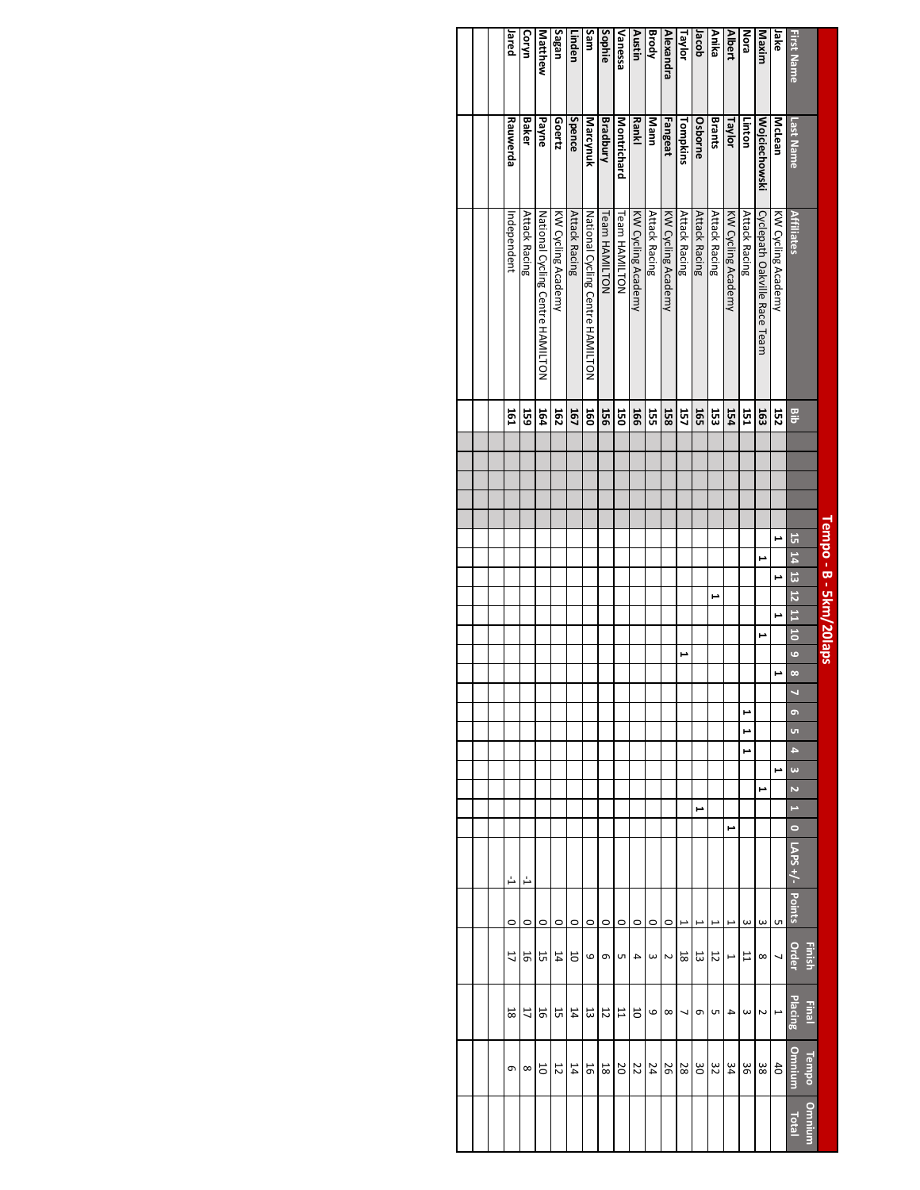# Tempo - B - 5km/20laps

| First Name | Last Name | Affiliates | Bib | | | | | | 15 | 14 | 13 | 12 | 11 | 10 | 9 | 8 | 7 | 6 | 5 | 4 | 3 | 2 | 1 | 0 | LAPS +/- | Points | Finish Order | Final Placing | Tempo Omnium | Omnium Total |
|---|---|---|---|---|---|---|---|---|---|---|---|---|---|---|---|---|---|---|---|---|---|---|---|---|---|---|---|---|---|---|
| Jake | McLean | KW Cycling Academy | 152 | | | | | | 1 | | 1 | | 1 | | | 1 | | | | | 1 | | | | | 5 | 7 | 1 | 40 | |
| Maxim | Wojciechowski | Cyclepath Oakville Race Team | 163 | | | | | | | 1 | | | | 1 | | | | | | | | 1 | | | | 3 | 8 | 2 | 38 | |
| Nora | Linton | Attack Racing | 151 | | | | | | | | | | | | | | | 1 | 1 | 1 | | | | | | 3 | 11 | 3 | 36 | |
| Albert | Taylor | KW Cycling Academy | 154 | | | | | | | | | | | | | | | | | | | | | 1 | | 1 | 1 | 4 | 34 | |
| Anika | Brants | Attack Racing | 153 | | | | | | | | | 1 | | | | | | | | | | | | | | 1 | 12 | 5 | 32 | |
| Jacob | Osborne | Attack Racing | 165 | | | | | | | | | | | | | | | | | | | | 1 | | | 1 | 13 | 6 | 30 | |
| Taylor | Tompkins | Attack Racing | 157 | | | | | | | | | | | | 1 | | | | | | | | | | | 1 | 18 | 7 | 28 | |
| Alexandra | Fangeat | KW Cycling Academy | 158 | | | | | | | | | | | | | | | | | | | | | | | 0 | 2 | 8 | 26 | |
| Brody | Mann | Attack Racing | 155 | | | | | | | | | | | | | | | | | | | | | | | 0 | 3 | 9 | 24 | |
| Austin | Rankl | KW Cycling Academy | 166 | | | | | | | | | | | | | | | | | | | | | | | 0 | 4 | 10 | 22 | |
| Vanessa | Montrichard | Team HAMILTON | 150 | | | | | | | | | | | | | | | | | | | | | | | 0 | 5 | 11 | 20 | |
| Sophie | Bradbury | Team HAMILTON | 156 | | | | | | | | | | | | | | | | | | | | | | | 0 | 6 | 12 | 18 | |
| Sam | Marcynuk | National Cycling Centre HAMILTON | 160 | | | | | | | | | | | | | | | | | | | | | | | 0 | 9 | 13 | 16 | |
| Linden | Spence | Attack Racing | 167 | | | | | | | | | | | | | | | | | | | | | | | 0 | 10 | 14 | 14 | |
| Sagan | Goertz | KW Cycling Academy | 162 | | | | | | | | | | | | | | | | | | | | | | | 0 | 14 | 15 | 12 | |
| Matthew | Payne | National Cycling Centre HAMILTON | 164 | | | | | | | | | | | | | | | | | | | | | | | 0 | 15 | 16 | 10 | |
| Coryn | Baker | Attack Racing | 159 | | | | | | | | | | | | | | | | | | | | | | -1 | 0 | 16 | 17 | 8 | |
| Jared | Rauwerda | Independent | 161 | | | | | | | | | | | | | | | | | | | | | | -1 | 0 | 17 | 18 | 6 | |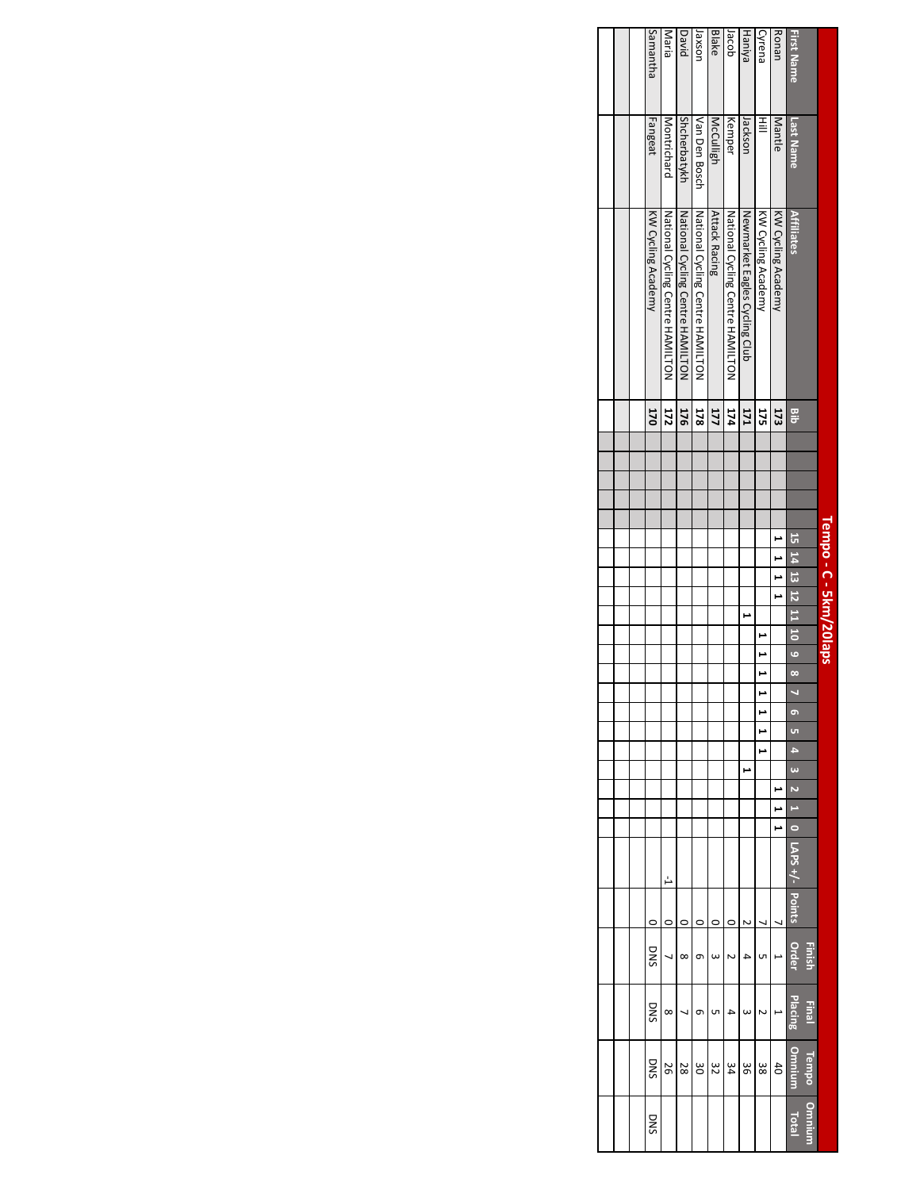# Tempo - C - 5km/20laps

| First Name | Last Name | Affiliates | Bib | | | | | | 15 | 14 | 13 | 12 | 11 | 10 | 9 | 8 | 7 | 6 | 5 | 4 | 3 | 2 | 1 | 0 | LAPS +/- | Points | Finish Order | Final Placing | Tempo Omnium | Omnium Total |
|---|---|---|---|---|---|---|---|---|---|---|---|---|---|---|---|---|---|---|---|---|---|---|---|---|---|---|---|---|---|---|
| Ronan | Mantle | KW Cycling Academy | 173 | | | | | | 1 | 1 | 1 | 1 | | | | | | | | | | 1 | 1 | 1 | | 7 | 1 | 1 | 40 | |
| Cyrena | Hill | KW Cycling Academy | 175 | | | | | | | | | | | 1 | 1 | 1 | 1 | 1 | 1 | 1 | | | | | | 7 | 5 | 2 | 38 | |
| Haniya | Jackson | Newmarket Eagles Cycling Club | 171 | | | | | | | | | | 1 | | | | | | | | 1 | | | | | 2 | 4 | 3 | 36 | |
| Jacob | Kemper | National Cycling Centre HAMIILTON | 174 | | | | | | | | | | | | | | | | | | | | | | | 0 | 2 | 4 | 34 | |
| Blake | McCulligh | Attack Racing | 177 | | | | | | | | | | | | | | | | | | | | | | | 0 | 3 | 5 | 32 | |
| Jaxson | Van Den Bosch | National Cycling Centre HAMIILTON | 178 | | | | | | | | | | | | | | | | | | | | | | | 0 | 6 | 6 | 30 | |
| David | Shcherbatykh | National Cycling Centre HAMIILTON | 176 | | | | | | | | | | | | | | | | | | | | | | | 0 | 8 | 7 | 28 | |
| Maria | Montrichard | National Cycling Centre HAMIILTON | 172 | | | | | | | | | | | | | | | | | | | | | | -1 | 0 | 7 | 8 | 26 | |
| Samantha | Fangeat | KW Cycling Academy | 170 | | | | | | | | | | | | | | | | | | | | | | | 0 | DNS | DNS | DNS | DNS |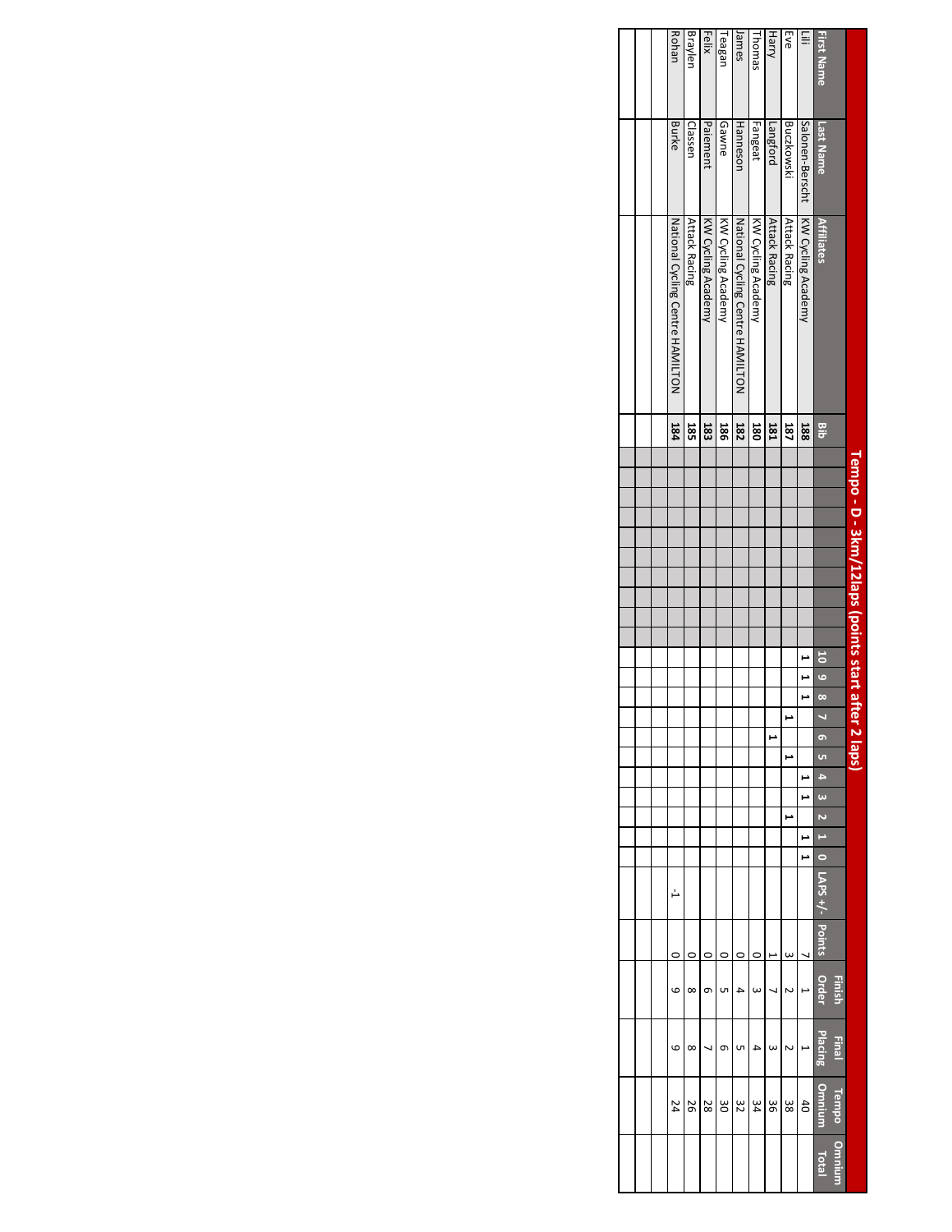# Tempo - D - 3km/12laps (points start after 2 laps)

| First Name | Last Name | Affiliates | Bib | | | | | | | | | | 10 | 9 | 8 | 7 | 6 | 5 | 4 | 3 | 2 | 1 | 0 | LAPS +/- | Points | Finish Order | Final Placing | Tempo Omnium | Omnium Total |
|---|---|---|---|---|---|---|---|---|---|---|---|---|---|---|---|---|---|---|---|---|---|---|---|---|---|---|---|---|---|
| Lili | Salonen-Berscht | KW Cycling Academy | 188 | | | | | | | | | | 1 | 1 | 1 | | | | 1 | 1 | | 1 | 1 | | 7 | 1 | 1 | 40 | |
| Eve | Buczkowski | Attack Racing | 187 | | | | | | | | | | | | | 1 | | 1 | | | 1 | | | | 3 | 2 | 2 | 38 | |
| Harry | Langford | Attack Racing | 181 | | | | | | | | | | | | | | 1 | | | | | | | | 1 | 7 | 3 | 36 | |
| Thomas | Fangeat | KW Cycling Academy | 180 | | | | | | | | | | | | | | | | | | | | | | 0 | 3 | 4 | 34 | |
| James | Hanneson | National Cycling Centre HAMILTON | 182 | | | | | | | | | | | | | | | | | | | | | | 0 | 4 | 5 | 32 | |
| Teagan | Gawne | KW Cycling Academy | 186 | | | | | | | | | | | | | | | | | | | | | | 0 | 5 | 6 | 30 | |
| Felix | Paiement | KW Cycling Academy | 183 | | | | | | | | | | | | | | | | | | | | | | 0 | 6 | 7 | 28 | |
| Braylen | Classen | Attack Racing | 185 | | | | | | | | | | | | | | | | | | | | | | 0 | 8 | 8 | 26 | |
| Rohan | Burke | National Cycling Centre HAMILTON | 184 | | | | | | | | | | | | | | | | | | | | | -1 | 0 | 9 | 9 | 24 | |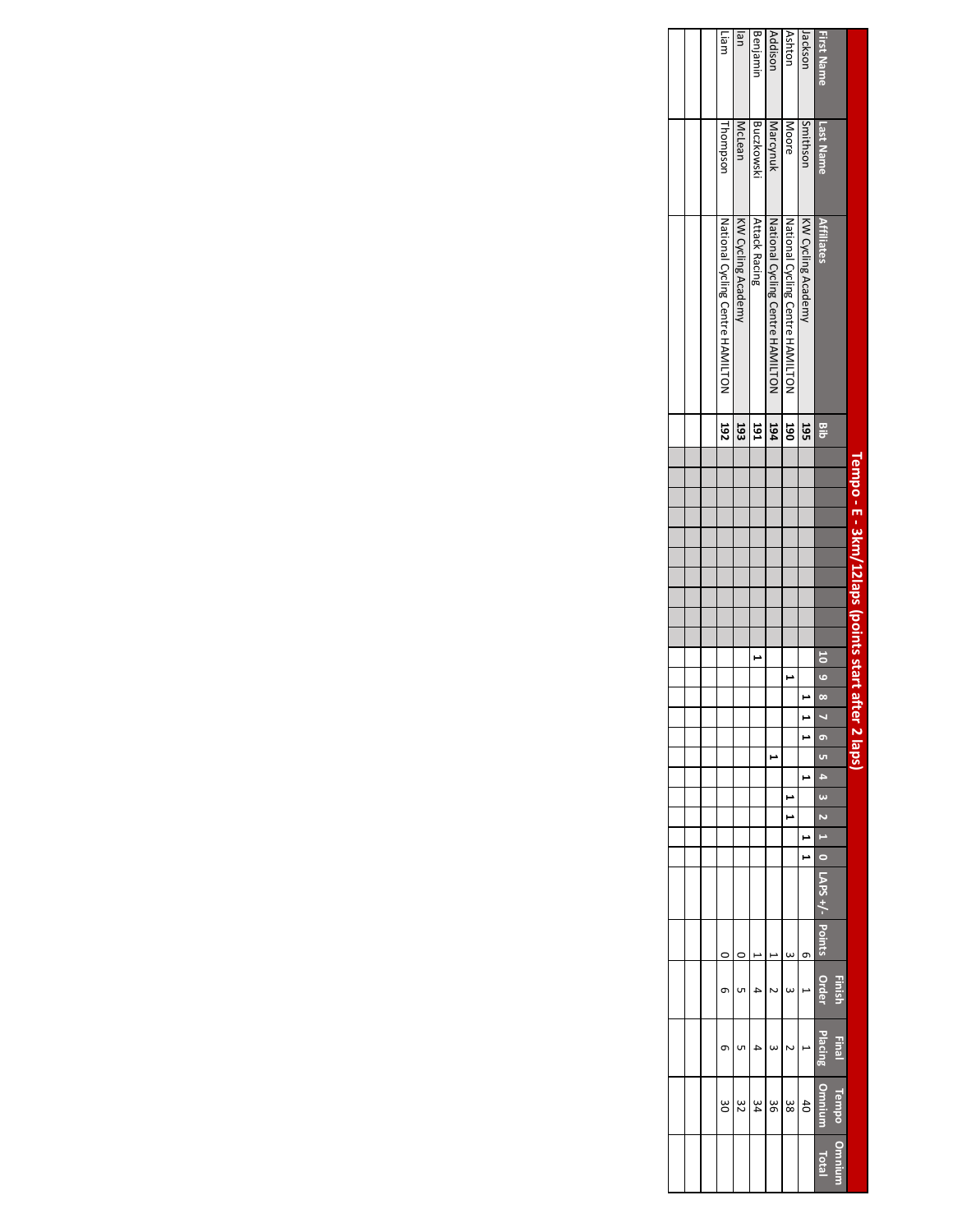# Tempo - E - 3km/12laps (points start after 2 laps)

| First Name | Last Name | Affiliates | Bib | 10 | 9 | 8 | 7 | 6 | 5 | 4 | 3 | 2 | 1 | 0 | LAPS +/- | Points | Finish Order | Final Placing | Tempo Omnium | Omnium Total |
|---|---|---|---|---|---|---|---|---|---|---|---|---|---|---|---|---|---|---|---|---|
| Jackson | Smithson | KW Cycling Academy | 195 | | | 1 | 1 | | | 1 | | | 1 | 1 | | 6 | 1 | 1 | 40 | |
| Ashton | Moore | National Cycling Centre HAMILTON | 190 | | 1 | | | | | | 1 | 1 | | | | 3 | 3 | 2 | 38 | |
| Addison | Marcynuk | National Cycling Centre HAMILTON | 194 | | | | | | 1 | | | | | | | 1 | 2 | 3 | 36 | |
| Benjamin | Buczkowski | Attack Racing | 191 | 1 | | | | | | | | | | | | 1 | 4 | 4 | 34 | |
| Ian | McLean | KW Cycling Academy | 193 | | | | | | | | | | | | | 0 | 5 | 5 | 32 | |
| Liam | Thompson | National Cycling Centre HAMILTON | 192 | | | | | | | | | | | | | 0 | 6 | 6 | 30 | |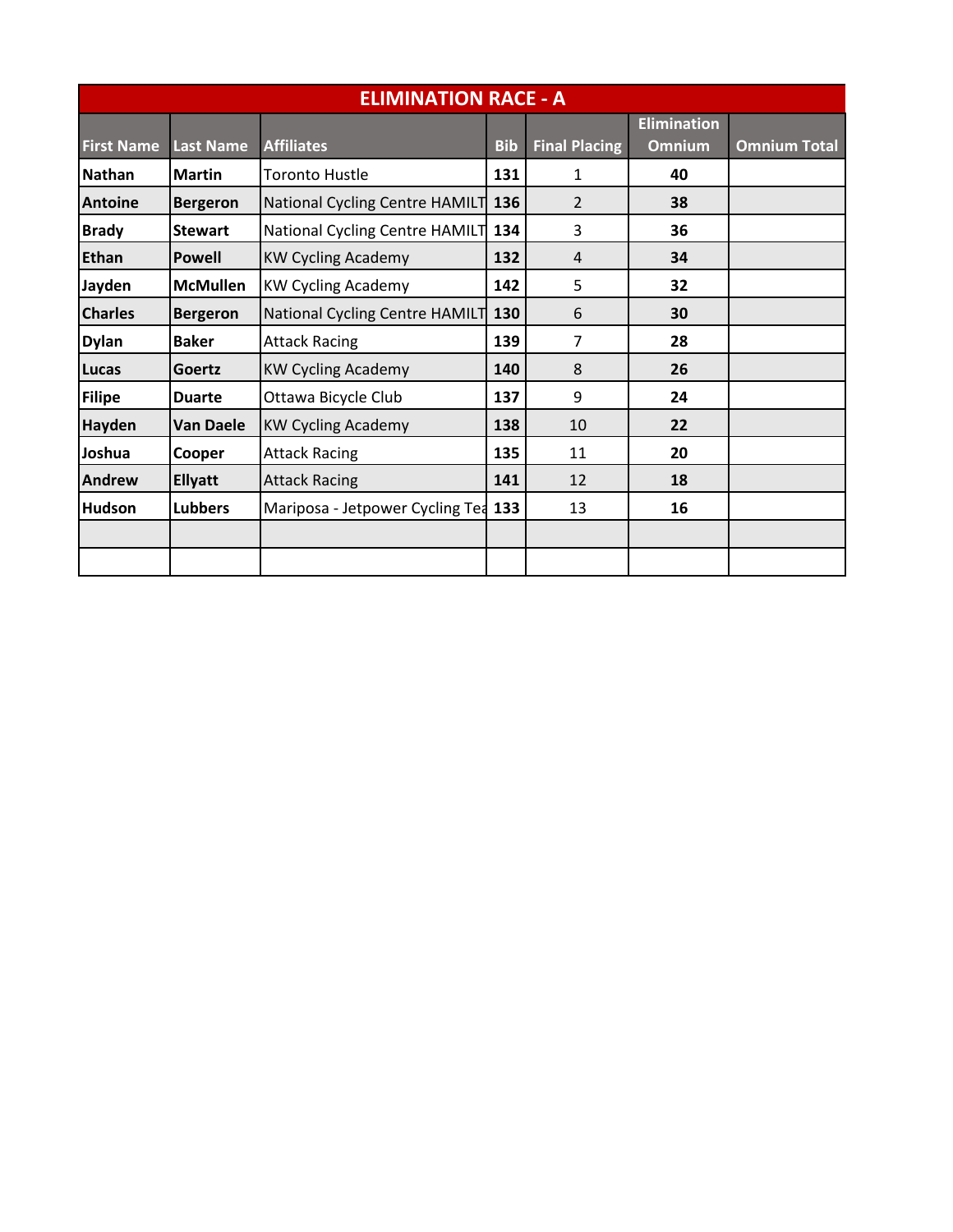## ELIMINATION RACE - A

| First Name | Last Name | Affiliates | Bib | Final Placing | Elimination Omnium | Omnium Total |
|---|---|---|---|---|---|---|
| **Nathan** | **Martin** | Toronto Hustle | **131** | 1 | **40** | |
| **Antoine** | **Bergeron** | National Cycling Centre HAMILT | **136** | 2 | **38** | |
| **Brady** | **Stewart** | National Cycling Centre HAMILT | **134** | 3 | **36** | |
| **Ethan** | **Powell** | KW Cycling Academy | **132** | 4 | **34** | |
| **Jayden** | **McMullen** | KW Cycling Academy | **142** | 5 | **32** | |
| **Charles** | **Bergeron** | National Cycling Centre HAMILT | **130** | 6 | **30** | |
| **Dylan** | **Baker** | Attack Racing | **139** | 7 | **28** | |
| **Lucas** | **Goertz** | KW Cycling Academy | **140** | 8 | **26** | |
| **Filipe** | **Duarte** | Ottawa Bicycle Club | **137** | 9 | **24** | |
| **Hayden** | **Van Daele** | KW Cycling Academy | **138** | 10 | **22** | |
| **Joshua** | **Cooper** | Attack Racing | **135** | 11 | **20** | |
| **Andrew** | **Ellyatt** | Attack Racing | **141** | 12 | **18** | |
| **Hudson** | **Lubbers** | Mariposa - Jetpower Cycling Tea | **133** | 13 | **16** | |
| | | | | | | |
| | | | | | | |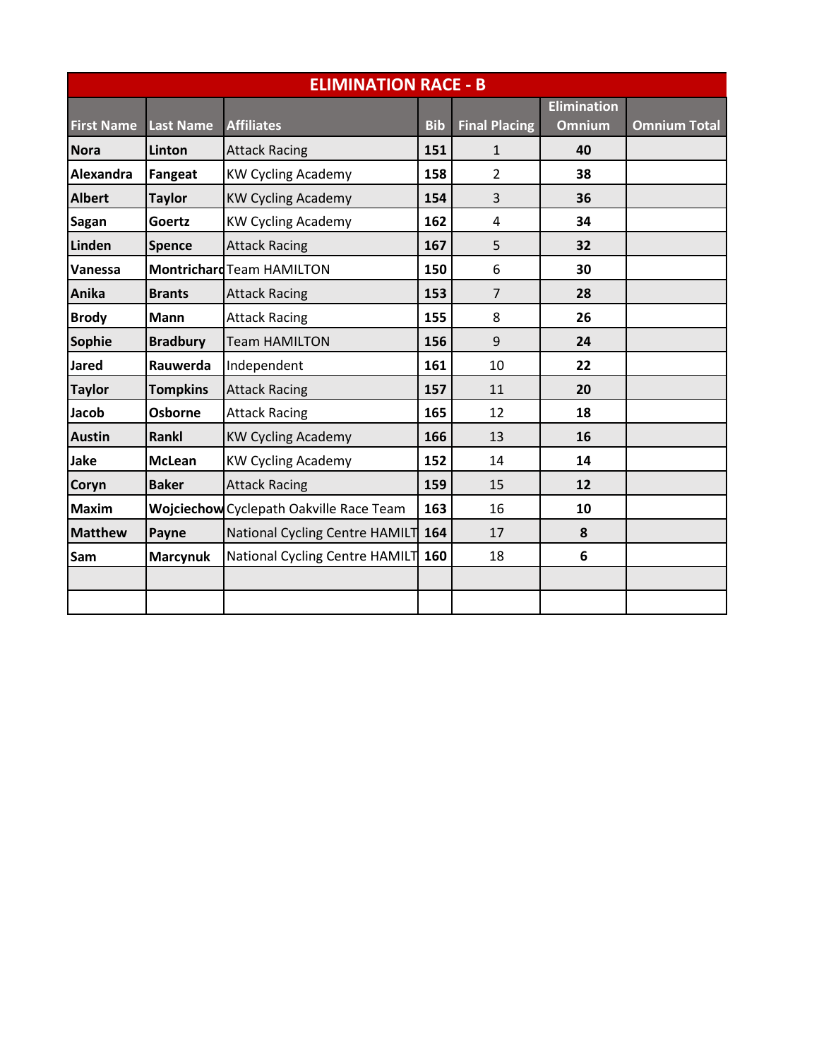## ELIMINATION RACE - B

| First Name | Last Name | Affiliates | Bib | Final Placing | Elimination Omnium | Omnium Total |
|---|---|---|---|---|---|---|
| Nora | Linton | Attack Racing | 151 | 1 | 40 | |
| Alexandra | Fangeat | KW Cycling Academy | 158 | 2 | 38 | |
| Albert | Taylor | KW Cycling Academy | 154 | 3 | 36 | |
| Sagan | Goertz | KW Cycling Academy | 162 | 4 | 34 | |
| Linden | Spence | Attack Racing | 167 | 5 | 32 | |
| Vanessa | Montrichard | Team HAMILTON | 150 | 6 | 30 | |
| Anika | Brants | Attack Racing | 153 | 7 | 28 | |
| Brody | Mann | Attack Racing | 155 | 8 | 26 | |
| Sophie | Bradbury | Team HAMILTON | 156 | 9 | 24 | |
| Jared | Rauwerda | Independent | 161 | 10 | 22 | |
| Taylor | Tompkins | Attack Racing | 157 | 11 | 20 | |
| Jacob | Osborne | Attack Racing | 165 | 12 | 18 | |
| Austin | Rankl | KW Cycling Academy | 166 | 13 | 16 | |
| Jake | McLean | KW Cycling Academy | 152 | 14 | 14 | |
| Coryn | Baker | Attack Racing | 159 | 15 | 12 | |
| Maxim | Wojciechow | Cyclepath Oakville Race Team | 163 | 16 | 10 | |
| Matthew | Payne | National Cycling Centre HAMILT | 164 | 17 | 8 | |
| Sam | Marcynuk | National Cycling Centre HAMILT | 160 | 18 | 6 | |
| | | | | | | |
| | | | | | | |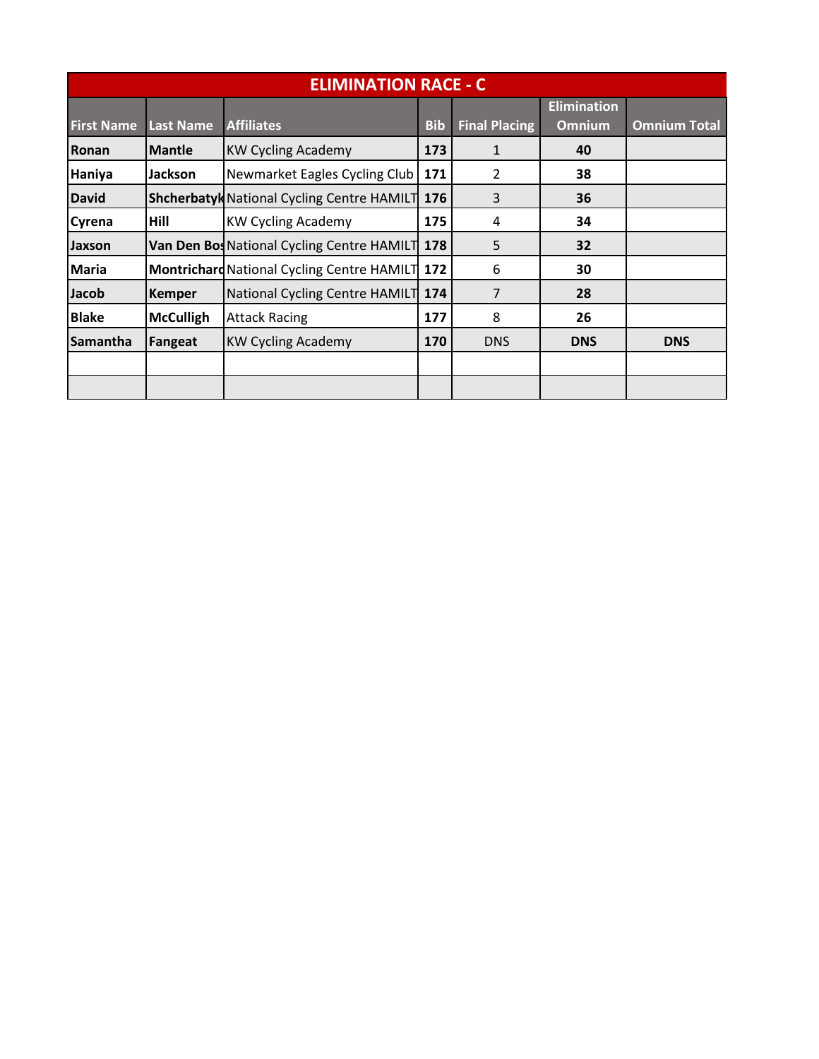## ELIMINATION RACE - C

| First Name | Last Name | Affiliates | Bib | Final Placing | Elimination Omnium | Omnium Total |
|---|---|---|---|---|---|---|
| **Ronan** | **Mantle** | KW Cycling Academy | **173** | 1 | **40** | |
| **Haniya** | **Jackson** | Newmarket Eagles Cycling Club | **171** | 2 | **38** | |
| **David** | **Shcherbatyk** | National Cycling Centre HAMILT | **176** | 3 | **36** | |
| **Cyrena** | **Hill** | KW Cycling Academy | **175** | 4 | **34** | |
| **Jaxson** | **Van Den Bos** | National Cycling Centre HAMILT | **178** | 5 | **32** | |
| **Maria** | **Montrichard** | National Cycling Centre HAMILT | **172** | 6 | **30** | |
| **Jacob** | **Kemper** | National Cycling Centre HAMILT | **174** | 7 | **28** | |
| **Blake** | **McCulligh** | Attack Racing | **177** | 8 | **26** | |
| **Samantha** | **Fangeat** | KW Cycling Academy | **170** | DNS | **DNS** | **DNS** |
| | | | | | | |
| | | | | | | |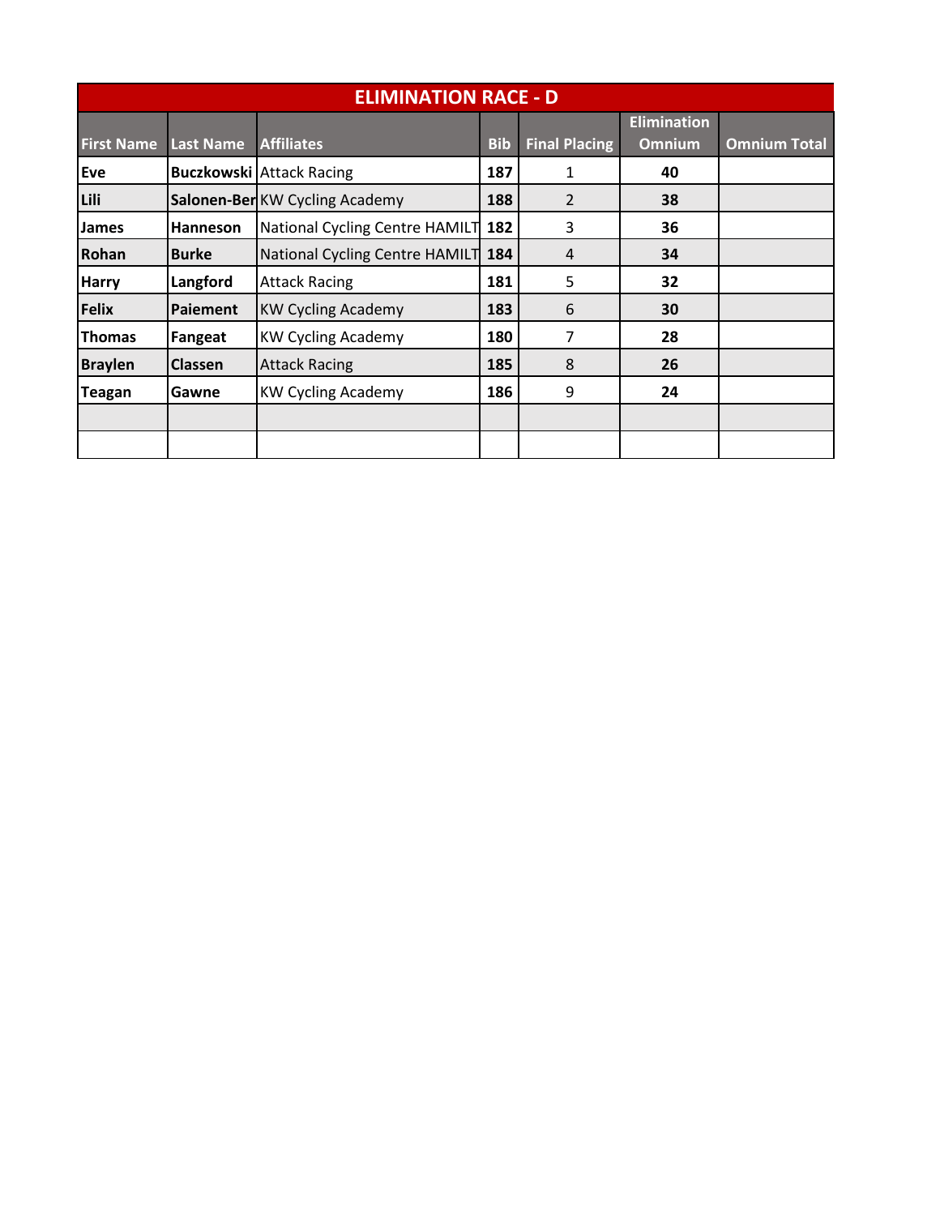## ELIMINATION RACE - D

| First Name | Last Name | Affiliates | Bib | Final Placing | Elimination Omnium | Omnium Total |
|---|---|---|---|---|---|---|
| **Eve** | **Buczkowski** | Attack Racing | **187** | 1 | **40** | |
| **Lili** | **Salonen-Ber** | KW Cycling Academy | **188** | 2 | **38** | |
| **James** | **Hanneson** | National Cycling Centre HAMILT | **182** | 3 | **36** | |
| **Rohan** | **Burke** | National Cycling Centre HAMILT | **184** | 4 | **34** | |
| **Harry** | **Langford** | Attack Racing | **181** | 5 | **32** | |
| **Felix** | **Paiement** | KW Cycling Academy | **183** | 6 | **30** | |
| **Thomas** | **Fangeat** | KW Cycling Academy | **180** | 7 | **28** | |
| **Braylen** | **Classen** | Attack Racing | **185** | 8 | **26** | |
| **Teagan** | **Gawne** | KW Cycling Academy | **186** | 9 | **24** | |
| | | | | | | |
| | | | | | | |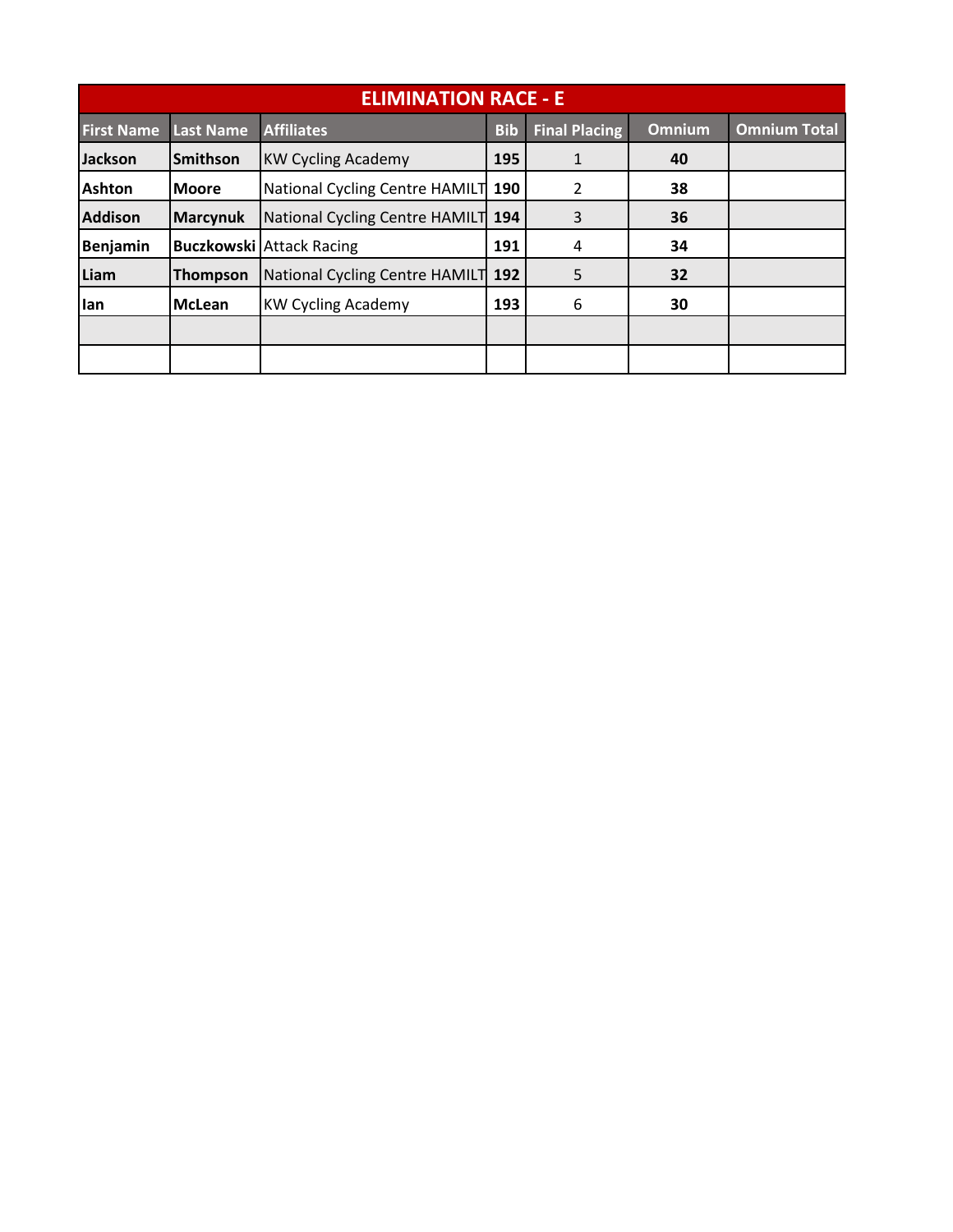| ELIMINATION RACE - E | | | | | | |
|---|---|---|---|---|---|---|
| First Name | Last Name | Affiliates | Bib | Final Placing | Omnium | Omnium Total |
| **Jackson** | **Smithson** | KW Cycling Academy | **195** | 1 | **40** | |
| **Ashton** | **Moore** | National Cycling Centre HAMILT | **190** | 2 | **38** | |
| **Addison** | **Marcynuk** | National Cycling Centre HAMILT | **194** | 3 | **36** | |
| **Benjamin** | **Buczkowski** | Attack Racing | **191** | 4 | **34** | |
| **Liam** | **Thompson** | National Cycling Centre HAMILT | **192** | 5 | **32** | |
| **Ian** | **McLean** | KW Cycling Academy | **193** | 6 | **30** | |
| | | | | | | |
| | | | | | | |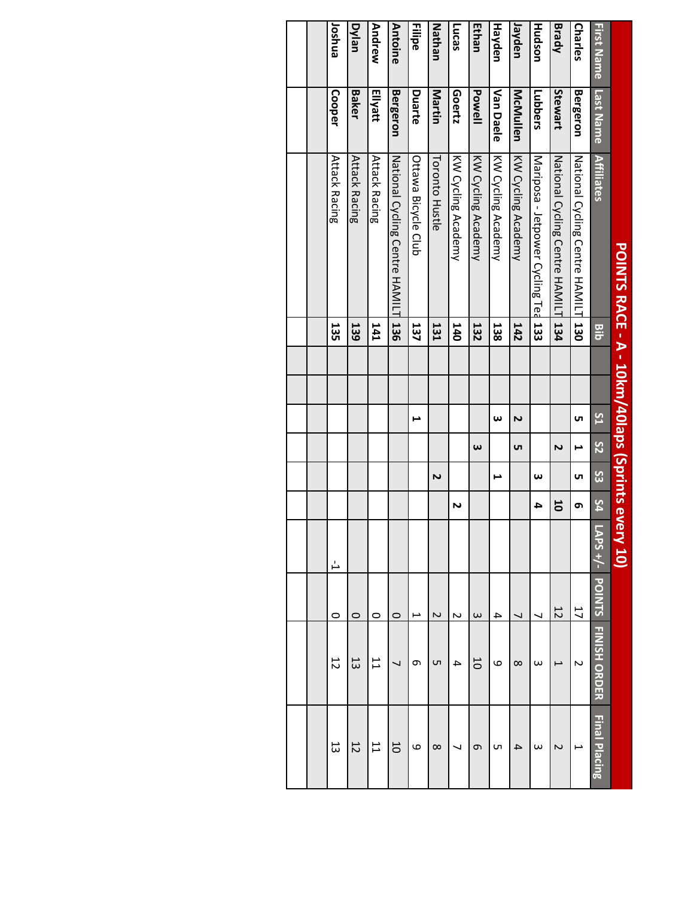# POINTS RACE - A - 10km/40laps (Sprints every 10)

| First Name | Last Name | Affiliates | Bib | | | S1 | S2 | S3 | S4 | LAPS +/- | POINTS | FINISH ORDER | Final Placing |
|---|---|---|---|---|---|---|---|---|---|---|---|---|---|
| Charles | Bergeron | National Cycling Centre HAMILT | 130 | | | 5 | 1 | 5 | 6 | | 17 | 2 | 1 |
| Brady | Stewart | National Cycling Centre HAMILT | 134 | | | | 2 | | 10 | | 12 | 1 | 2 |
| Hudson | Lubbers | Mariposa - Jetpower Cycling Tea | 133 | | | | | 3 | 4 | | 7 | 3 | 3 |
| Jayden | McMullen | KW Cycling Academy | 142 | | | 2 | 5 | | | | 7 | 8 | 4 |
| Hayden | Van Daele | KW Cycling Academy | 138 | | | 3 | | 1 | | | 4 | 9 | 5 |
| Ethan | Powell | KW Cycling Academy | 132 | | | | 3 | | | | 3 | 10 | 6 |
| Lucas | Goertz | KW Cycling Academy | 140 | | | | | | 2 | | 2 | 4 | 7 |
| Nathan | Martin | Toronto Hustle | 131 | | | | | 2 | | | 2 | 5 | 8 |
| Filipe | Duarte | Ottawa Bicycle Club | 137 | | | 1 | | | | | 1 | 6 | 9 |
| Antoine | Bergeron | National Cycling Centre HAMILT | 136 | | | | | | | | 0 | 7 | 10 |
| Andrew | Ellyatt | Attack Racing | 141 | | | | | | | | 0 | 11 | 11 |
| Dylan | Baker | Attack Racing | 139 | | | | | | | | 0 | 13 | 12 |
| Joshua | Cooper | Attack Racing | 135 | | | | | | | -1 | 0 | 12 | 13 |
| | | | | | | | | | | | | | |
| | | | | | | | | | | | | | |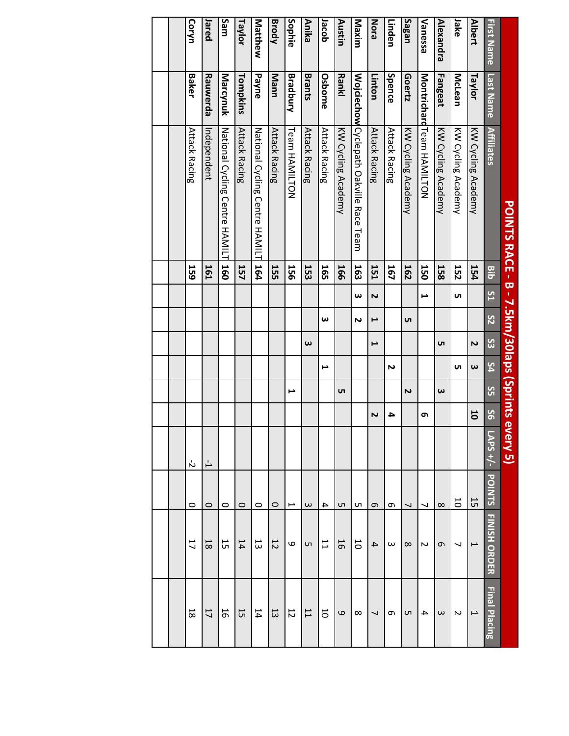# POINTS RACE - B - 7.5km/30laps (Sprints every 5)

| First Name | Last Name | Affiliates | Bib | S1 | S2 | S3 | S4 | S5 | S6 | LAPS +/- | POINTS | FINISH ORDER | Final Placing |
|---|---|---|---|---|---|---|---|---|---|---|---|---|---|
| Albert | Taylor | KW Cycling Academy | 154 | | | 2 | 3 | | 10 | | 15 | 1 | 1 |
| Jake | McLean | KW Cycling Academy | 152 | 5 | | | 5 | | | | 10 | 7 | 2 |
| Alexandra | Fangeat | KW Cycling Academy | 158 | | | 5 | | 3 | | | 8 | 6 | 3 |
| Vanessa | Montrichard | Team HAMILTON | 150 | 1 | | | | | 6 | | 7 | 2 | 4 |
| Sagan | Goertz | KW Cycling Academy | 162 | | 5 | | | 2 | | | 7 | 8 | 5 |
| Linden | Spence | Attack Racing | 167 | | | | 2 | | 4 | | 6 | 3 | 6 |
| Nora | Linton | Attack Racing | 151 | 2 | 1 | 1 | | | 2 | | 6 | 4 | 7 |
| Maxim | Wojciechow | Cyclepath Oakville Race Team | 163 | 3 | 2 | | | | | | 5 | 10 | 8 |
| Austin | Rankl | KW Cycling Academy | 166 | | | | | 5 | | | 5 | 16 | 9 |
| Jacob | Osborne | Attack Racing | 165 | | 3 | | 1 | | | | 4 | 11 | 10 |
| Anika | Brants | Attack Racing | 153 | | | 3 | | | | | 3 | 5 | 11 |
| Sophie | Bradbury | Team HAMILTON | 156 | | | | | 1 | | | 1 | 9 | 12 |
| Brody | Mann | Attack Racing | 155 | | | | | | | | 0 | 12 | 13 |
| Matthew | Payne | National Cycling Centre HAMILT | 164 | | | | | | | | 0 | 13 | 14 |
| Taylor | Tompkins | Attack Racing | 157 | | | | | | | | 0 | 14 | 15 |
| Sam | Marcynuk | National Cycling Centre HAMILT | 160 | | | | | | | | 0 | 15 | 16 |
| Jared | Rauwerda | Independent | 161 | | | | | | | -1 | 0 | 18 | 17 |
| Coryn | Baker | Attack Racing | 159 | | | | | | | -2 | 0 | 17 | 18 |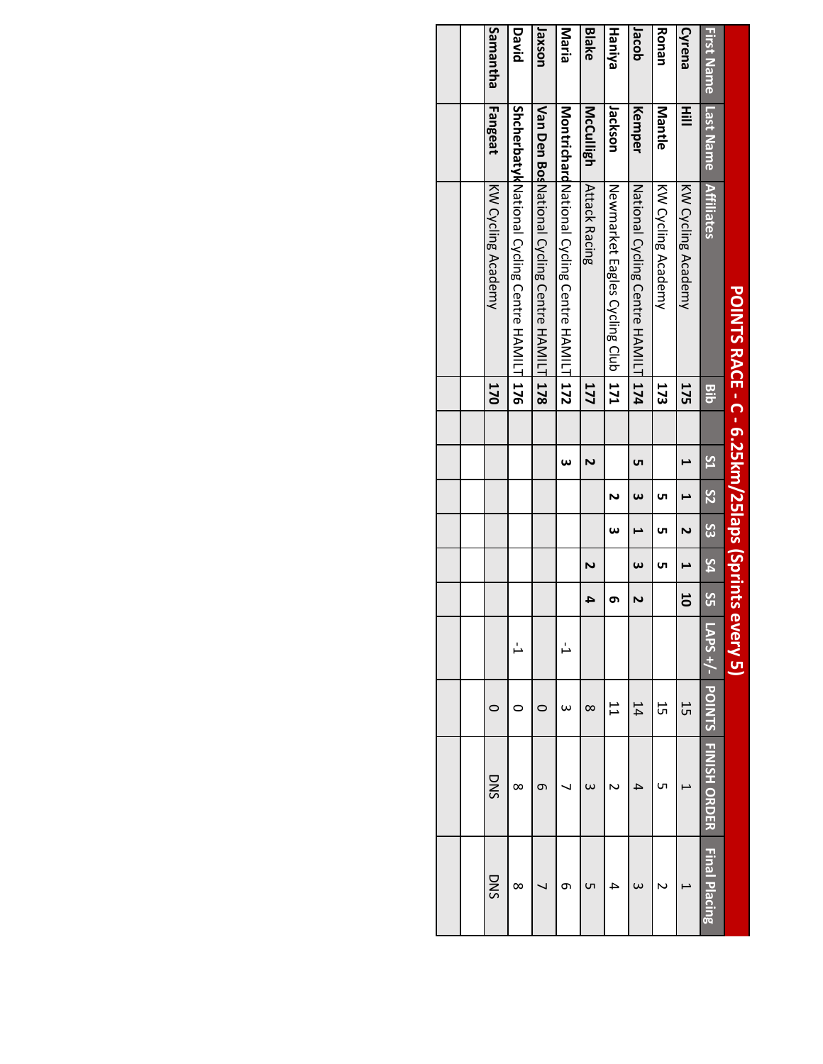# POINTS RACE - C - 6.25km/25laps (Sprints every 5)

| First Name | Last Name | Affiliates | Bib | | S1 | S2 | S3 | S4 | S5 | LAPS +/- | POINTS | FINISH ORDER | Final Placing |
|---|---|---|---|---|---|---|---|---|---|---|---|---|---|
| Cyrena | Hill | KW Cycling Academy | 175 | | 1 | 1 | 2 | 1 | 10 | | 15 | 1 | 1 |
| Ronan | Mantle | KW Cycling Academy | 173 | | | 5 | 5 | 5 | | | 15 | 5 | 2 |
| Jacob | Kemper | National Cycling Centre HAMILT | 174 | | 5 | 3 | 1 | 3 | 2 | | 14 | 4 | 3 |
| Haniya | Jackson | Newmarket Eagles Cycling Club | 171 | | | 2 | 3 | | 6 | | 11 | 2 | 4 |
| Blake | McCulligh | Attack Racing | 177 | | 2 | | | 2 | 4 | | 8 | 3 | 5 |
| Maria | Montrichard | National Cycling Centre HAMILT | 172 | | 3 | | | | | -1 | 3 | 7 | 6 |
| Jaxson | Van Den Bos | National Cycling Centre HAMILT | 178 | | | | | | | | 0 | 6 | 7 |
| David | Shcherbatyk | National Cycling Centre HAMILT | 176 | | | | | | | -1 | 0 | 8 | 8 |
| Samantha | Fangeat | KW Cycling Academy | 170 | | | | | | | | 0 | DNS | DNS |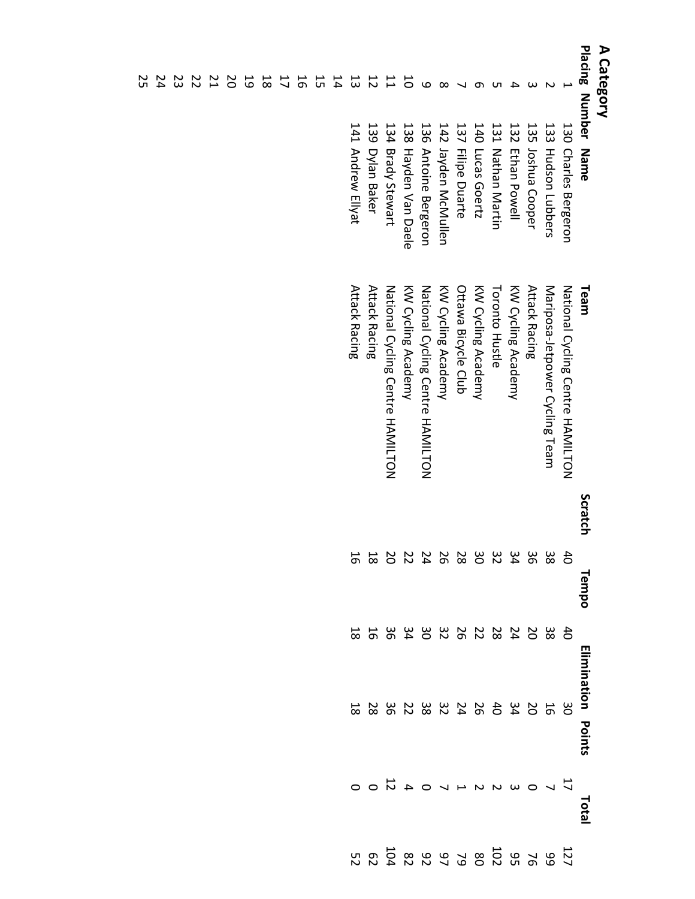## A Category

| Placing | Number | Name | Team | Scratch | Tempo | Elimination | Points | Total |
|---|---|---|---|---|---|---|---|---|
| 1 | 130 | Charles Bergeron | National Cycling Centre HAMILTON | 40 | 40 | 30 | 17 | 127 |
| 2 | 133 | Hudson Lubbers | Mariposa-Jetpower Cycling Team | 38 | 38 | 16 | 7 | 99 |
| 3 | 135 | Joshua Cooper | Attack Racing | 36 | 20 | 20 | 0 | 76 |
| 4 | 132 | Ethan Powell | KW Cycling Academy | 34 | 24 | 34 | 3 | 95 |
| 5 | 131 | Nathan Martin | Toronto Hustle | 32 | 28 | 40 | 2 | 102 |
| 6 | 140 | Lucas Goertz | KW Cycling Academy | 30 | 22 | 26 | 2 | 80 |
| 7 | 137 | Filipe Duarte | Ottawa Bicycle Club | 28 | 26 | 24 | 1 | 79 |
| 8 | 142 | Jayden McMullen | KW Cycling Academy | 26 | 32 | 32 | 7 | 97 |
| 9 | 136 | Antoine Bergeron | National Cycling Centre HAMILTON | 24 | 30 | 38 | 0 | 92 |
| 10 | 138 | Hayden Van Daele | KW Cycling Academy | 22 | 34 | 22 | 4 | 82 |
| 11 | 134 | Brady Stewart | National Cycling Centre HAMILTON | 20 | 36 | 36 | 12 | 104 |
| 12 | 139 | Dylan Baker | Attack Racing | 18 | 16 | 28 | 0 | 62 |
| 13 | 141 | Andrew Ellyat | Attack Racing | 16 | 18 | 18 | 0 | 52 |
| 14 | | | | | | | | |
| 15 | | | | | | | | |
| 16 | | | | | | | | |
| 17 | | | | | | | | |
| 18 | | | | | | | | |
| 19 | | | | | | | | |
| 20 | | | | | | | | |
| 21 | | | | | | | | |
| 22 | | | | | | | | |
| 23 | | | | | | | | |
| 24 | | | | | | | | |
| 25 | | | | | | | | |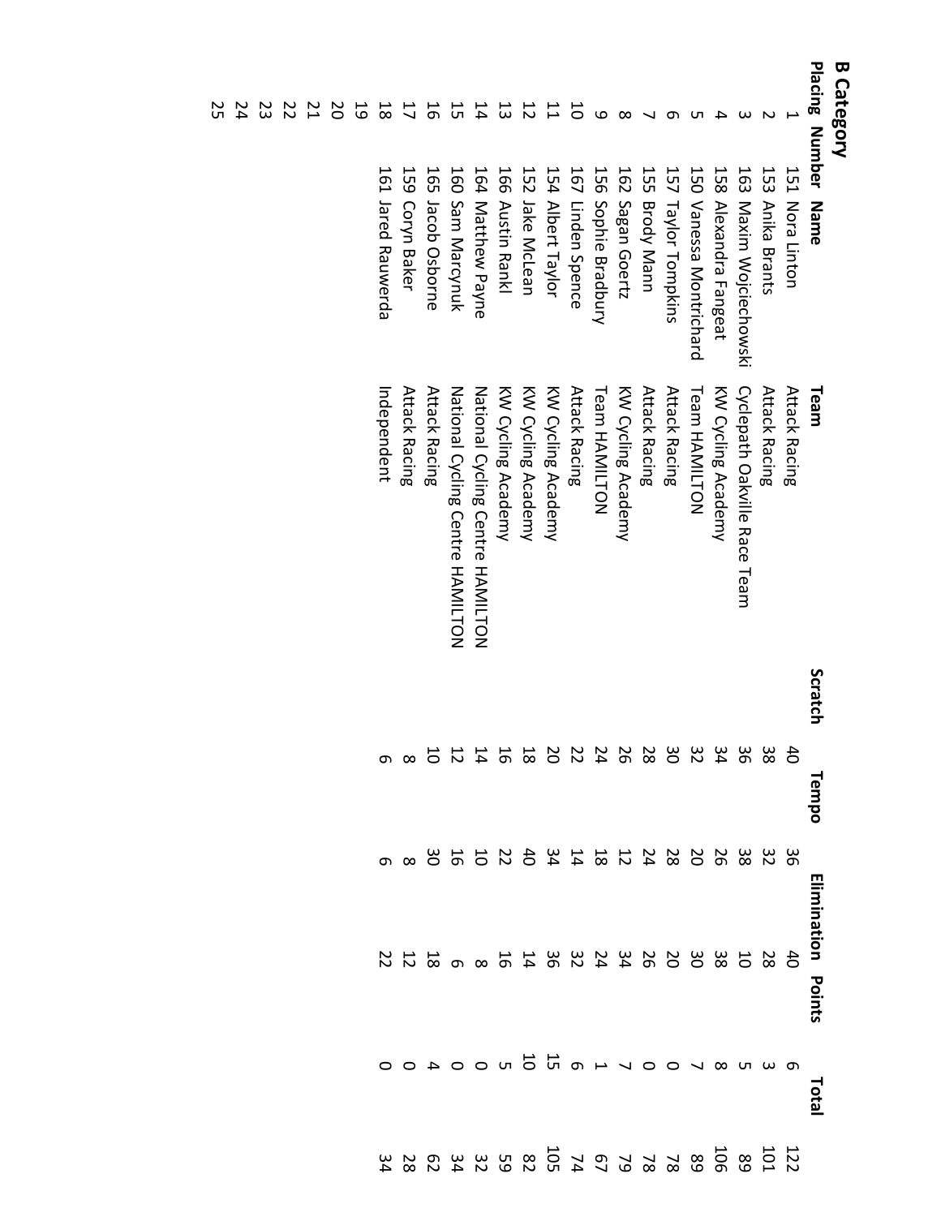## B Category

| Placing | Number | Name | Team | Scratch | Tempo | Elimination | Points | Total |
|---|---|---|---|---|---|---|---|---|
| 1 | 151 | Nora Linton | Attack Racing | 40 | 36 | 40 | 6 | 122 |
| 2 | 153 | Anika Brants | Attack Racing | 38 | 32 | 28 | 3 | 101 |
| 3 | 163 | Maxim Wojciechowski | Cyclepath Oakville Race Team | 36 | 38 | 10 | 5 | 89 |
| 4 | 158 | Alexandra Fangeat | KW Cycling Academy | 34 | 26 | 38 | 8 | 106 |
| 5 | 150 | Vanessa Montrichard | Team HAMILTON | 32 | 20 | 30 | 7 | 89 |
| 6 | 157 | Taylor Tompkins | Attack Racing | 30 | 28 | 20 | 0 | 78 |
| 7 | 155 | Brody Mann | Attack Racing | 28 | 24 | 26 | 0 | 78 |
| 8 | 162 | Sagan Goertz | KW Cycling Academy | 26 | 12 | 34 | 7 | 79 |
| 9 | 156 | Sophie Bradbury | Team HAMILTON | 24 | 18 | 24 | 1 | 67 |
| 10 | 167 | Linden Spence | Attack Racing | 22 | 14 | 32 | 6 | 74 |
| 11 | 154 | Albert Taylor | KW Cycling Academy | 20 | 34 | 36 | 15 | 105 |
| 12 | 152 | Jake McLean | KW Cycling Academy | 18 | 40 | 14 | 10 | 82 |
| 13 | 166 | Austin Rankl | KW Cycling Academy | 16 | 22 | 16 | 5 | 59 |
| 14 | 164 | Matthew Payne | National Cycling Centre HAMILTON | 14 | 10 | 8 | 0 | 32 |
| 15 | 160 | Sam Marcynuk | National Cycling Centre HAMILTON | 12 | 16 | 6 | 0 | 34 |
| 16 | 165 | Jacob Osborne | Attack Racing | 10 | 30 | 18 | 4 | 62 |
| 17 | 159 | Coryn Baker | Attack Racing | 8 | 8 | 12 | 0 | 28 |
| 18 | 161 | Jared Rauwerda | Independent | 6 | 6 | 22 | 0 | 34 |
| 19 | | | | | | | | |
| 20 | | | | | | | | |
| 21 | | | | | | | | |
| 22 | | | | | | | | |
| 23 | | | | | | | | |
| 24 | | | | | | | | |
| 25 | | | | | | | | |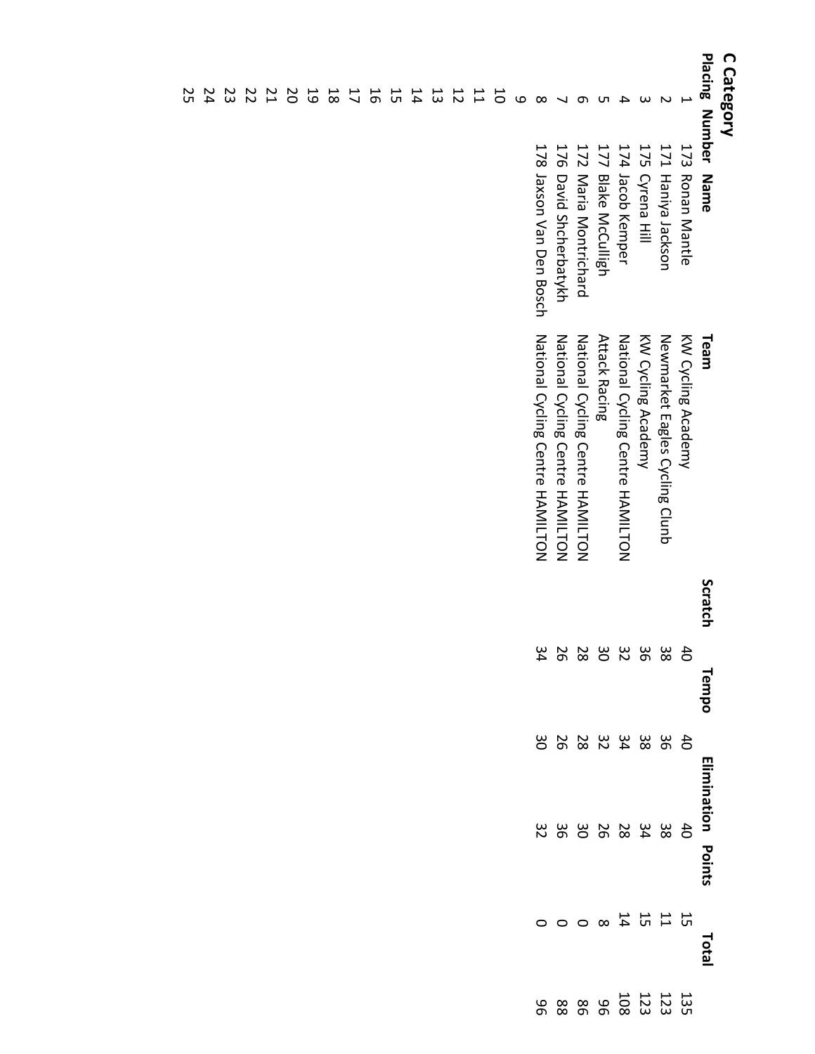## C Category

| Placing | Number | Name | Team | Scratch | Tempo | Elimination | Points | Total |
|---|---|---|---|---|---|---|---|---|
| 1 | 173 | Ronan Mantle | KW Cycling Academy | 40 | 40 | 40 | 15 | 135 |
| 2 | 171 | Haniya Jackson | Newmarket Eagles Cycling Clunb | 38 | 36 | 38 | 11 | 123 |
| 3 | 175 | Cyrena Hill | KW Cycling Academy | 36 | 38 | 34 | 15 | 123 |
| 4 | 174 | Jacob Kemper | National Cycling Centre HAMILTON | 32 | 34 | 28 | 14 | 108 |
| 5 | 177 | Blake McCulligh | Attack Racing | 30 | 32 | 26 | 8 | 96 |
| 6 | 172 | Maria Montrichard | National Cycling Centre HAMILTON | 28 | 28 | 30 | 0 | 86 |
| 7 | 176 | David Shcherbatykh | National Cycling Centre HAMILTON | 26 | 26 | 36 | 0 | 88 |
| 8 | 178 | Jaxson Van Den Bosch | National Cycling Centre HAMILTON | 34 | 30 | 32 | 0 | 96 |
| 9 | | | | | | | | |
| 10 | | | | | | | | |
| 11 | | | | | | | | |
| 12 | | | | | | | | |
| 13 | | | | | | | | |
| 14 | | | | | | | | |
| 15 | | | | | | | | |
| 16 | | | | | | | | |
| 17 | | | | | | | | |
| 18 | | | | | | | | |
| 19 | | | | | | | | |
| 20 | | | | | | | | |
| 21 | | | | | | | | |
| 22 | | | | | | | | |
| 23 | | | | | | | | |
| 24 | | | | | | | | |
| 25 | | | | | | | | |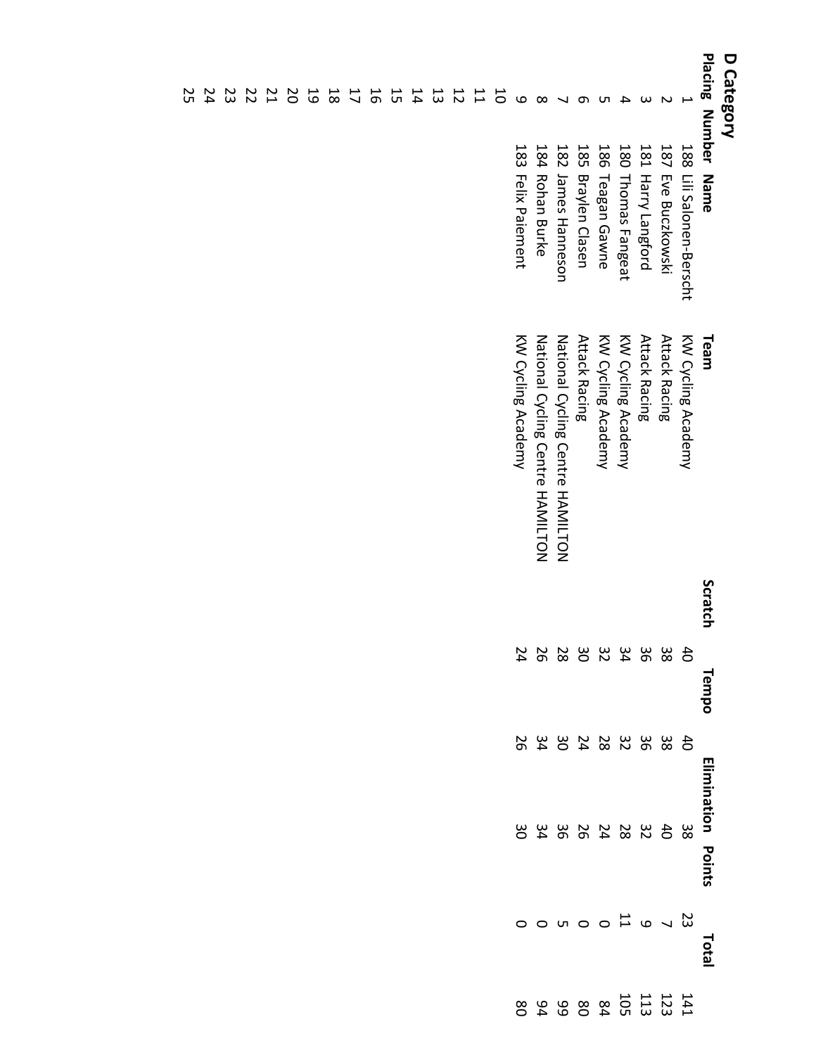## D Category

| Placing | Number | Name | Team | Scratch | Tempo | Elimination | Points | Total |
|---|---|---|---|---|---|---|---|---|
| 1 | 188 | Lili Salonen-Berscht | KW Cycling Academy | 40 | 40 | 38 | 23 | 141 |
| 2 | 187 | Eve Buczkowski | Attack Racing | 38 | 38 | 40 | 7 | 123 |
| 3 | 181 | Harry Langford | Attack Racing | 36 | 36 | 32 | 9 | 113 |
| 4 | 180 | Thomas Fangeat | KW Cycling Academy | 34 | 32 | 28 | 11 | 105 |
| 5 | 186 | Teagan Gawne | KW Cycling Academy | 32 | 28 | 24 | 0 | 84 |
| 6 | 185 | Braylen Clasen | Attack Racing | 30 | 24 | 26 | 0 | 80 |
| 7 | 182 | James Hanneson | National Cycling Centre HAMILTON | 28 | 30 | 36 | 5 | 99 |
| 8 | 184 | Rohan Burke | National Cycling Centre HAMILTON | 26 | 34 | 34 | 0 | 94 |
| 9 | 183 | Felix Paiement | KW Cycling Academy | 24 | 26 | 30 | 0 | 80 |
| 10 | | | | | | | | |
| 11 | | | | | | | | |
| 12 | | | | | | | | |
| 13 | | | | | | | | |
| 14 | | | | | | | | |
| 15 | | | | | | | | |
| 16 | | | | | | | | |
| 17 | | | | | | | | |
| 18 | | | | | | | | |
| 19 | | | | | | | | |
| 20 | | | | | | | | |
| 21 | | | | | | | | |
| 22 | | | | | | | | |
| 23 | | | | | | | | |
| 24 | | | | | | | | |
| 25 | | | | | | | | |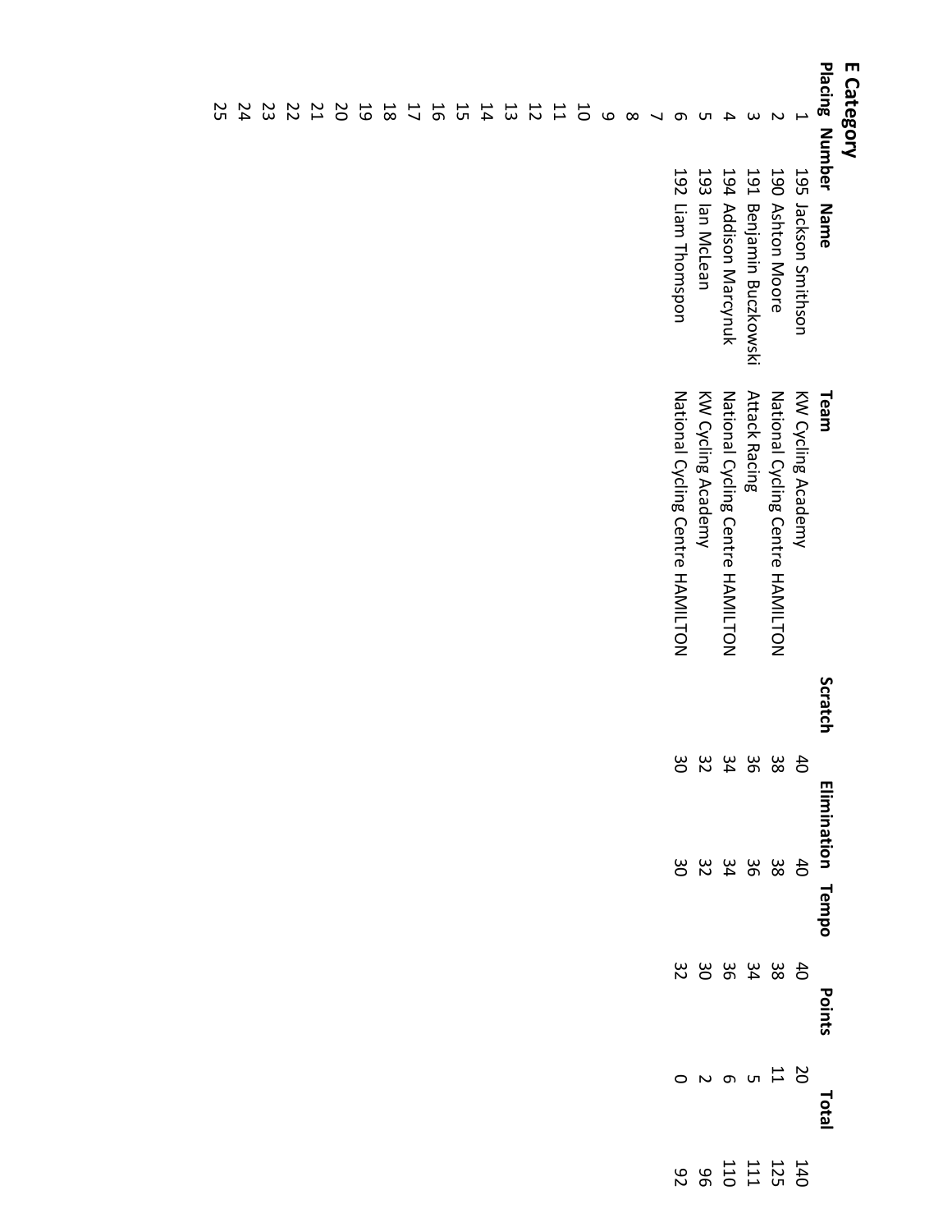# E Category

| Placing | Number | Name | Team | Scratch | Elimination | Tempo | Points | Total |
|---|---|---|---|---|---|---|---|---|
| 1 | 195 | Jackson Smithson | KW Cycling Academy | 40 | 40 | 40 | 20 | 140 |
| 2 | 190 | Ashton Moore | National Cycling Centre HAMILTON | 38 | 38 | 38 | 11 | 125 |
| 3 | 191 | Benjamin Buczkowski | Attack Racing | 36 | 36 | 34 | 5 | 111 |
| 4 | 194 | Addison Marcynuk | National Cycling Centre HAMILTON | 34 | 34 | 36 | 6 | 110 |
| 5 | 193 | Ian McLean | KW Cycling Academy | 32 | 32 | 30 | 2 | 96 |
| 6 | 192 | Liam Thomspon | National Cycling Centre HAMILTON | 30 | 30 | 32 | 0 | 92 |
| 7 | | | | | | | | |
| 8 | | | | | | | | |
| 9 | | | | | | | | |
| 10 | | | | | | | | |
| 11 | | | | | | | | |
| 12 | | | | | | | | |
| 13 | | | | | | | | |
| 14 | | | | | | | | |
| 15 | | | | | | | | |
| 16 | | | | | | | | |
| 17 | | | | | | | | |
| 18 | | | | | | | | |
| 19 | | | | | | | | |
| 20 | | | | | | | | |
| 21 | | | | | | | | |
| 22 | | | | | | | | |
| 23 | | | | | | | | |
| 24 | | | | | | | | |
| 25 | | | | | | | | |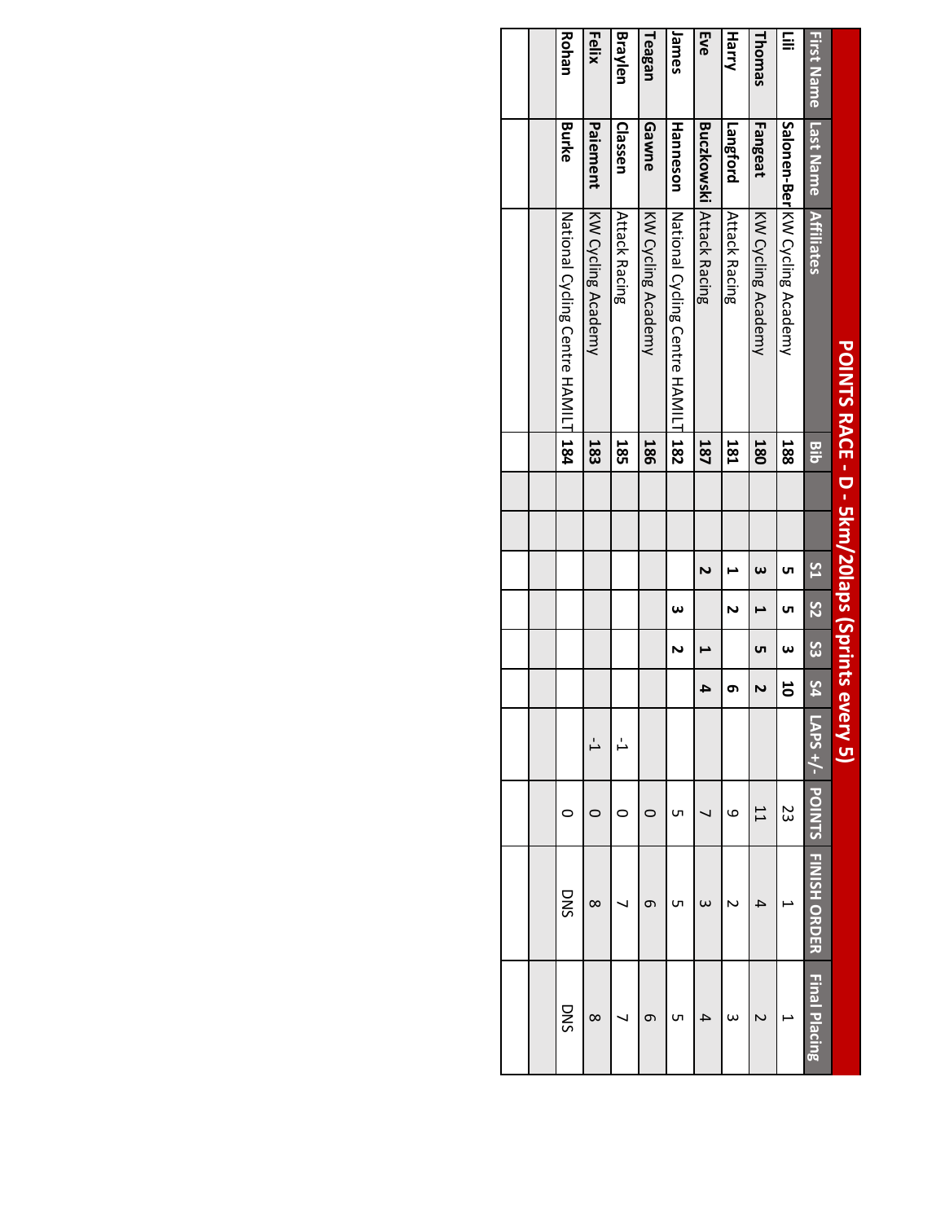# POINTS RACE - D - 5km/20laps (Sprints every 5)

| First Name | Last Name | Affiliates | Bib | | | S1 | S2 | S3 | S4 | LAPS +/- | POINTS | FINISH ORDER | Final Placing |
|---|---|---|---|---|---|---|---|---|---|---|---|---|---|
| Lili | Salonen-Ber | KW Cycling Academy | 188 | | | 5 | 5 | 3 | 10 | | 23 | 1 | 1 |
| Thomas | Fangeat | KW Cycling Academy | 180 | | | 3 | 1 | 5 | 2 | | 11 | 4 | 2 |
| Harry | Langford | Attack Racing | 181 | | | 1 | 2 | | 6 | | 9 | 2 | 3 |
| Eve | Buczkowski | Attack Racing | 187 | | | 2 | | 1 | 4 | | 7 | 3 | 4 |
| James | Hanneson | National Cycling Centre HAMILT | 182 | | | | 3 | 2 | | | 5 | 5 | 5 |
| Teagan | Gawne | KW Cycling Academy | 186 | | | | | | | | 0 | 6 | 6 |
| Braylen | Classen | Attack Racing | 185 | | | | | | | -1 | 0 | 7 | 7 |
| Felix | Paiement | KW Cycling Academy | 183 | | | | | | | -1 | 0 | 8 | 8 |
| Rohan | Burke | National Cycling Centre HAMILT | 184 | | | | | | | | 0 | DNS | DNS |
| | | | | | | | | | | | | | |
| | | | | | | | | | | | | | |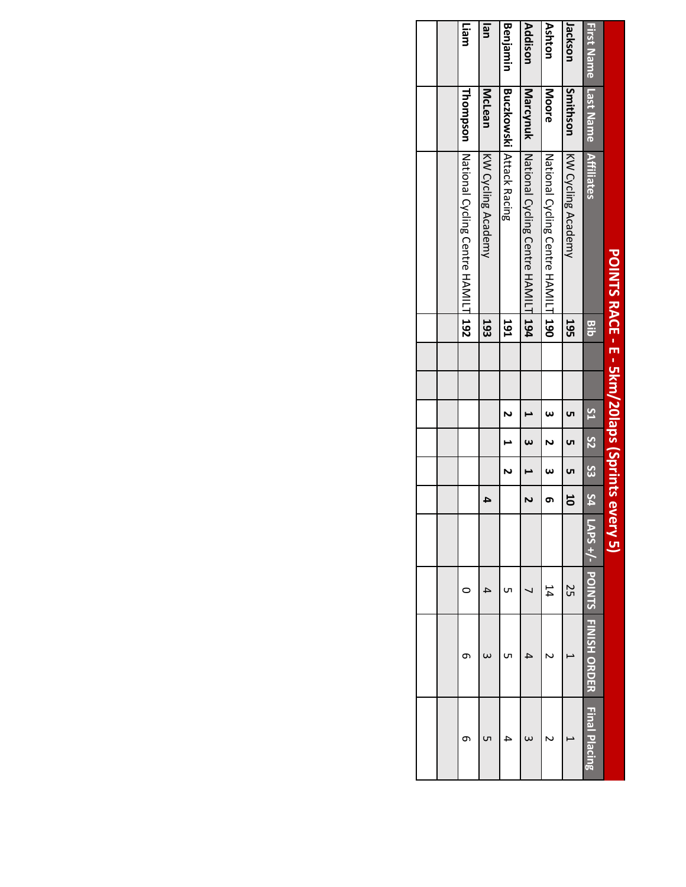| POINTS RACE - E - 5km/20laps (Sprints every 5) | | | | | | | | | | | | | |
|---|---|---|---|---|---|---|---|---|---|---|---|---|---|
| **First Name** | **Last Name** | **Affiliates** | **Bib** | | | **S1** | **S2** | **S3** | **S4** | **LAPS +/-** | **POINTS** | **FINISH ORDER** | **Final Placing** |
| **Jackson** | **Smithson** | KW Cycling Academy | **195** | | | **5** | **5** | **5** | **10** | | 25 | 1 | 1 |
| **Ashton** | **Moore** | National Cycling Centre HAMILT | **190** | | | **3** | **2** | **3** | **6** | | 14 | 2 | 2 |
| **Addison** | **Marcynuk** | National Cycling Centre HAMILT | **194** | | | **1** | **3** | **1** | **2** | | 7 | 4 | 3 |
| **Benjamin** | **Buczkowski** | Attack Racing | **191** | | | **2** | **1** | **2** | | | 5 | 5 | 4 |
| **Ian** | **McLean** | KW Cycling Academy | **193** | | | | | | **4** | | 4 | 3 | 5 |
| **Liam** | **Thompson** | National Cycling Centre HAMILT | **192** | | | | | | | | 0 | 6 | 6 |